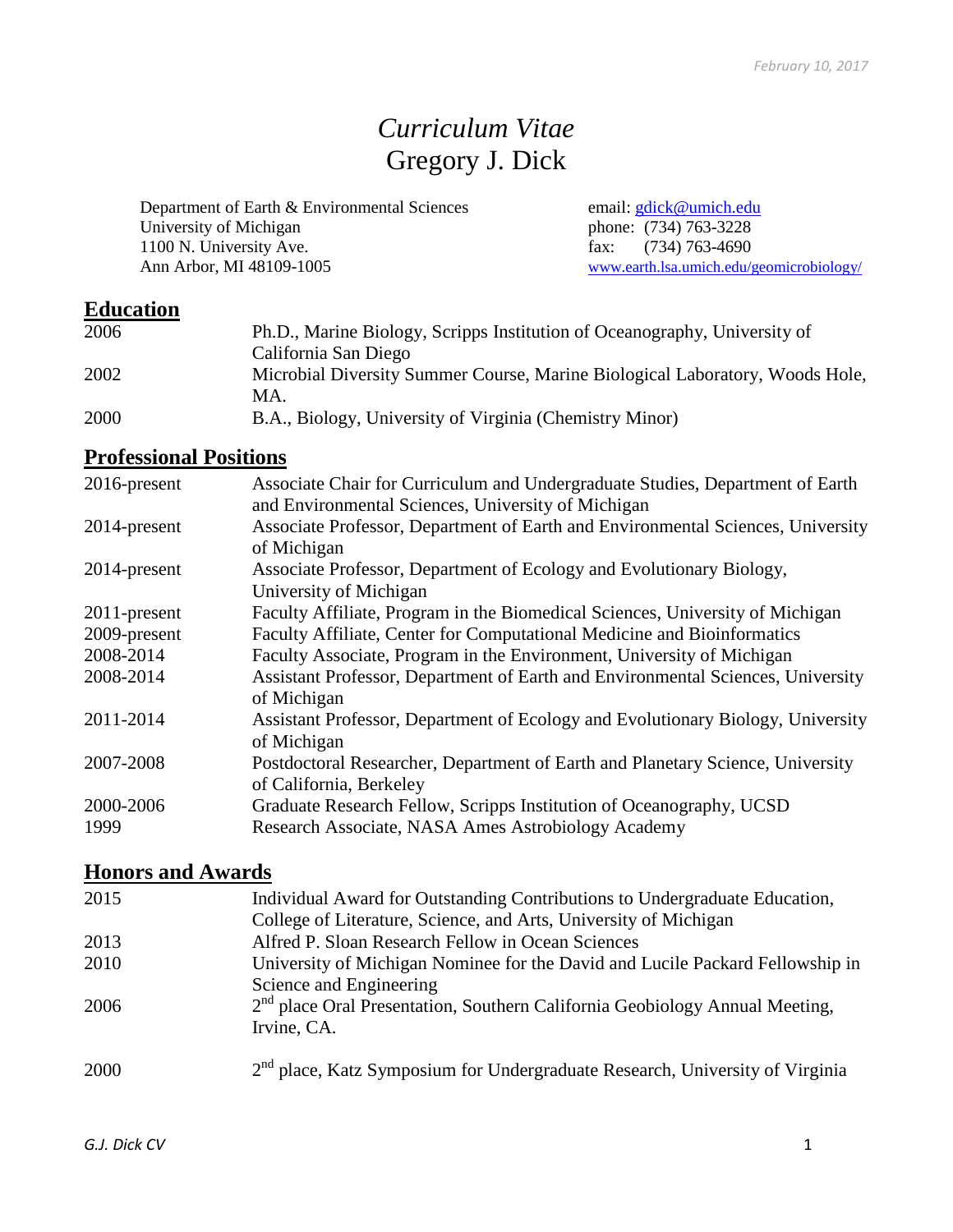*February 10, 2017*

# *Curriculum Vitae*
# Gregory J. Dick

Department of Earth & Environmental Sciences
University of Michigan
1100 N. University Ave.
Ann Arbor, MI 48109-1005

email: gdick@umich.edu
phone: (734) 763-3228
fax: (734) 763-4690
www.earth.lsa.umich.edu/geomicrobiology/

## Education

| | |
|---|---|
| 2006 | Ph.D., Marine Biology, Scripps Institution of Oceanography, University of California San Diego |
| 2002 | Microbial Diversity Summer Course, Marine Biological Laboratory, Woods Hole, MA. |
| 2000 | B.A., Biology, University of Virginia (Chemistry Minor) |

## Professional Positions

| | |
|---|---|
| 2016-present | Associate Chair for Curriculum and Undergraduate Studies, Department of Earth and Environmental Sciences, University of Michigan |
| 2014-present | Associate Professor, Department of Earth and Environmental Sciences, University of Michigan |
| 2014-present | Associate Professor, Department of Ecology and Evolutionary Biology, University of Michigan |
| 2011-present | Faculty Affiliate, Program in the Biomedical Sciences, University of Michigan |
| 2009-present | Faculty Affiliate, Center for Computational Medicine and Bioinformatics |
| 2008-2014 | Faculty Associate, Program in the Environment, University of Michigan |
| 2008-2014 | Assistant Professor, Department of Earth and Environmental Sciences, University of Michigan |
| 2011-2014 | Assistant Professor, Department of Ecology and Evolutionary Biology, University of Michigan |
| 2007-2008 | Postdoctoral Researcher, Department of Earth and Planetary Science, University of California, Berkeley |
| 2000-2006 | Graduate Research Fellow, Scripps Institution of Oceanography, UCSD |
| 1999 | Research Associate, NASA Ames Astrobiology Academy |

## Honors and Awards

| | |
|---|---|
| 2015 | Individual Award for Outstanding Contributions to Undergraduate Education, College of Literature, Science, and Arts, University of Michigan |
| 2013 | Alfred P. Sloan Research Fellow in Ocean Sciences |
| 2010 | University of Michigan Nominee for the David and Lucile Packard Fellowship in Science and Engineering |
| 2006 | 2nd place Oral Presentation, Southern California Geobiology Annual Meeting, Irvine, CA. |
| 2000 | 2nd place, Katz Symposium for Undergraduate Research, University of Virginia |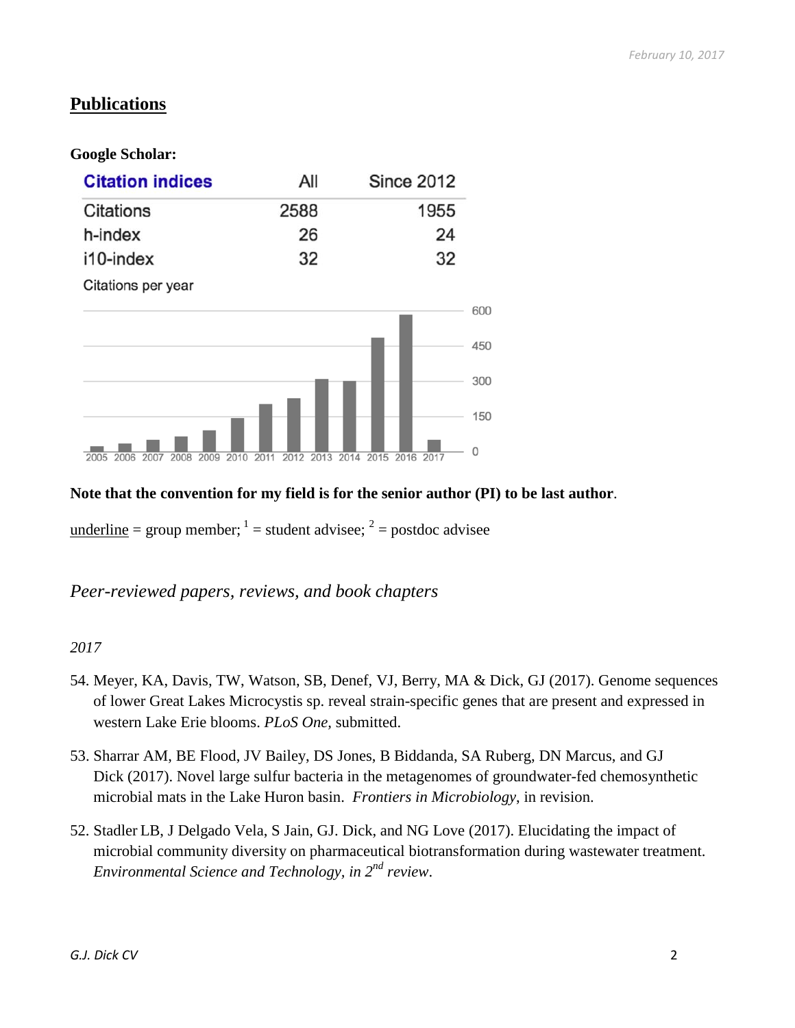## Publications

**Google Scholar:**

| Citation indices | All | Since 2012 |
|---|---|---|
| Citations | 2588 | 1955 |
| h-index | 26 | 24 |
| i10-index | 32 | 32 |

Citations per year

**Note that the convention for my field is for the senior author (PI) to be last author**.

underline = group member; [1] = student advisee; [2] = postdoc advisee

### *Peer-reviewed papers, reviews, and book chapters*

*2017*

54. Meyer, KA, Davis, TW, Watson, SB, Denef, VJ, Berry, MA & Dick, GJ (2017). Genome sequences of lower Great Lakes Microcystis sp. reveal strain-specific genes that are present and expressed in western Lake Erie blooms. *PLoS One,* submitted.

53. Sharrar AM, BE Flood, JV Bailey, DS Jones, B Biddanda, SA Ruberg, DN Marcus, and GJ Dick (2017). Novel large sulfur bacteria in the metagenomes of groundwater-fed chemosynthetic microbial mats in the Lake Huron basin. *Frontiers in Microbiology*, in revision.

52. Stadler LB, J Delgado Vela, S Jain, GJ. Dick, and NG Love (2017). Elucidating the impact of microbial community diversity on pharmaceutical biotransformation during wastewater treatment. *Environmental Science and Technology, in 2nd review*.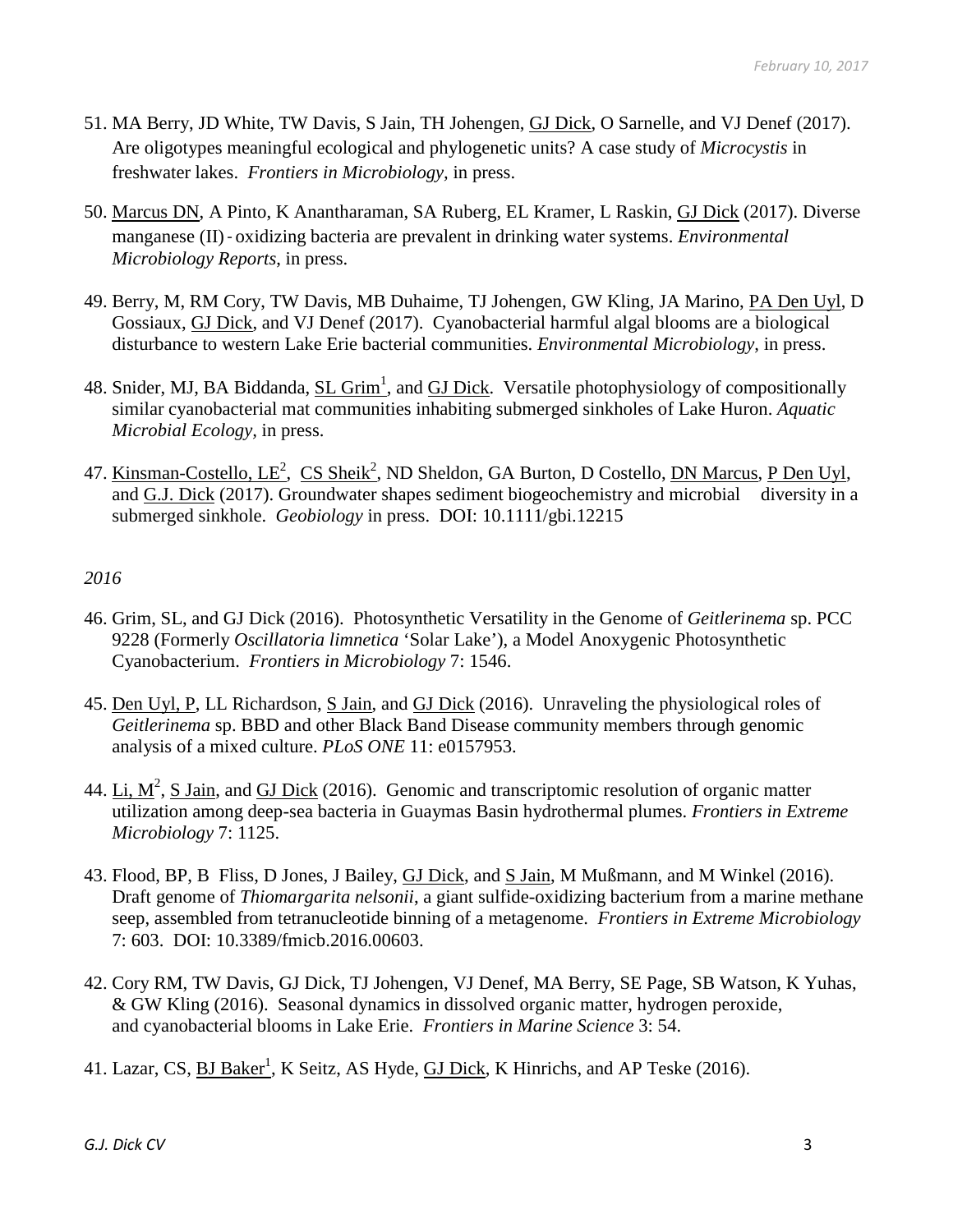51. MA Berry, JD White, TW Davis, S Jain, TH Johengen, GJ Dick, O Sarnelle, and VJ Denef (2017). Are oligotypes meaningful ecological and phylogenetic units? A case study of *Microcystis* in freshwater lakes. *Frontiers in Microbiology*, in press.

50. Marcus DN, A Pinto, K Anantharaman, SA Ruberg, EL Kramer, L Raskin, GJ Dick (2017). Diverse manganese (II)‐oxidizing bacteria are prevalent in drinking water systems. *Environmental Microbiology Reports*, in press.

49. Berry, M, RM Cory, TW Davis, MB Duhaime, TJ Johengen, GW Kling, JA Marino, PA Den Uyl, D Gossiaux, GJ Dick, and VJ Denef (2017). Cyanobacterial harmful algal blooms are a biological disturbance to western Lake Erie bacterial communities. *Environmental Microbiology*, in press.

48. Snider, MJ, BA Biddanda, SL Grim[1], and GJ Dick. Versatile photophysiology of compositionally similar cyanobacterial mat communities inhabiting submerged sinkholes of Lake Huron. *Aquatic Microbial Ecology*, in press.

47. Kinsman-Costello, LE[2], CS Sheik[2], ND Sheldon, GA Burton, D Costello, DN Marcus, P Den Uyl, and G.J. Dick (2017). Groundwater shapes sediment biogeochemistry and microbial diversity in a submerged sinkhole. *Geobiology* in press. DOI: 10.1111/gbi.12215

*2016*

46. Grim, SL, and GJ Dick (2016). Photosynthetic Versatility in the Genome of *Geitlerinema* sp. PCC 9228 (Formerly *Oscillatoria limnetica* 'Solar Lake'), a Model Anoxygenic Photosynthetic Cyanobacterium. *Frontiers in Microbiology* 7: 1546.

45. Den Uyl, P, LL Richardson, S Jain, and GJ Dick (2016). Unraveling the physiological roles of *Geitlerinema* sp. BBD and other Black Band Disease community members through genomic analysis of a mixed culture. *PLoS ONE* 11: e0157953.

44. Li, M[2], S Jain, and GJ Dick (2016). Genomic and transcriptomic resolution of organic matter utilization among deep-sea bacteria in Guaymas Basin hydrothermal plumes. *Frontiers in Extreme Microbiology* 7: 1125.

43. Flood, BP, B Fliss, D Jones, J Bailey, GJ Dick, and S Jain, M Mußmann, and M Winkel (2016). Draft genome of *Thiomargarita nelsonii*, a giant sulfide-oxidizing bacterium from a marine methane seep, assembled from tetranucleotide binning of a metagenome. *Frontiers in Extreme Microbiology* 7: 603. DOI: 10.3389/fmicb.2016.00603.

42. Cory RM, TW Davis, GJ Dick, TJ Johengen, VJ Denef, MA Berry, SE Page, SB Watson, K Yuhas, & GW Kling (2016). Seasonal dynamics in dissolved organic matter, hydrogen peroxide, and cyanobacterial blooms in Lake Erie. *Frontiers in Marine Science* 3: 54.

41. Lazar, CS, BJ Baker[1], K Seitz, AS Hyde, GJ Dick, K Hinrichs, and AP Teske (2016).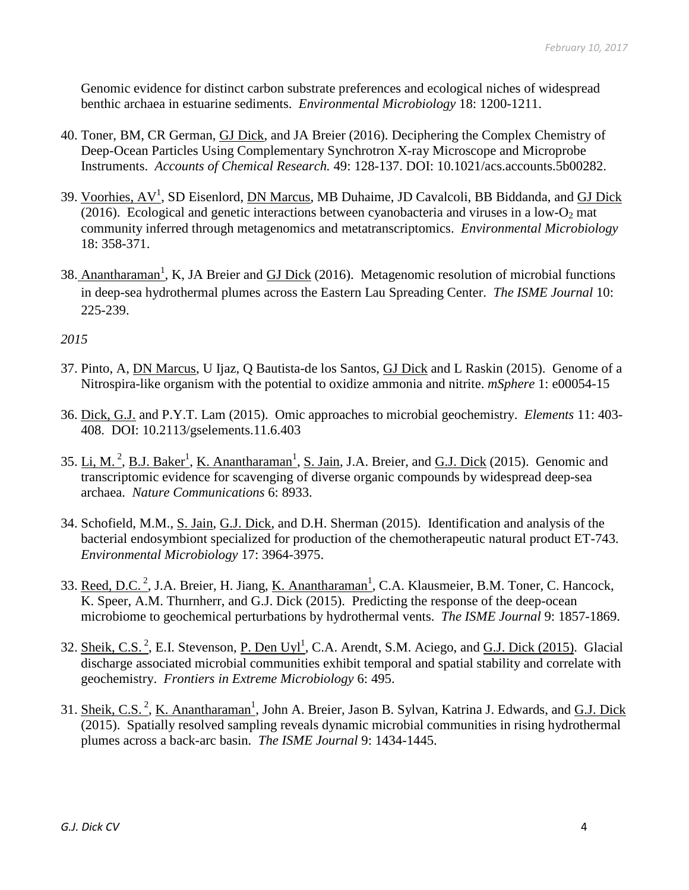Genomic evidence for distinct carbon substrate preferences and ecological niches of widespread benthic archaea in estuarine sediments. *Environmental Microbiology* 18: 1200-1211.

40. Toner, BM, CR German, GJ Dick, and JA Breier (2016). Deciphering the Complex Chemistry of Deep-Ocean Particles Using Complementary Synchrotron X-ray Microscope and Microprobe Instruments. *Accounts of Chemical Research.* 49: 128-137. DOI: 10.1021/acs.accounts.5b00282.

39. Voorhies, AV[1], SD Eisenlord, DN Marcus, MB Duhaime, JD Cavalcoli, BB Biddanda, and GJ Dick (2016). Ecological and genetic interactions between cyanobacteria and viruses in a low-$O_2$ mat community inferred through metagenomics and metatranscriptomics. *Environmental Microbiology* 18: 358-371.

38. Anantharaman[1], K, JA Breier and GJ Dick (2016). Metagenomic resolution of microbial functions in deep-sea hydrothermal plumes across the Eastern Lau Spreading Center. *The ISME Journal* 10: 225-239.

*2015*

37. Pinto, A, DN Marcus, U Ijaz, Q Bautista-de los Santos, GJ Dick and L Raskin (2015). Genome of a Nitrospira-like organism with the potential to oxidize ammonia and nitrite. *mSphere* 1: e00054-15

36. Dick, G.J. and P.Y.T. Lam (2015). Omic approaches to microbial geochemistry. *Elements* 11: 403-408. DOI: 10.2113/gselements.11.6.403

35. Li, M.[2], B.J. Baker[1], K. Anantharaman[1], S. Jain, J.A. Breier, and G.J. Dick (2015). Genomic and transcriptomic evidence for scavenging of diverse organic compounds by widespread deep-sea archaea. *Nature Communications* 6: 8933.

34. Schofield, M.M., S. Jain, G.J. Dick, and D.H. Sherman (2015). Identification and analysis of the bacterial endosymbiont specialized for production of the chemotherapeutic natural product ET-743. *Environmental Microbiology* 17: 3964-3975.

33. Reed, D.C.[2], J.A. Breier, H. Jiang, K. Anantharaman[1], C.A. Klausmeier, B.M. Toner, C. Hancock, K. Speer, A.M. Thurnherr, and G.J. Dick (2015). Predicting the response of the deep-ocean microbiome to geochemical perturbations by hydrothermal vents. *The ISME Journal* 9: 1857-1869.

32. Sheik, C.S.[2], E.I. Stevenson, P. Den Uyl[1], C.A. Arendt, S.M. Aciego, and G.J. Dick (2015). Glacial discharge associated microbial communities exhibit temporal and spatial stability and correlate with geochemistry. *Frontiers in Extreme Microbiology* 6: 495.

31. Sheik, C.S.[2], K. Anantharaman[1], John A. Breier, Jason B. Sylvan, Katrina J. Edwards, and G.J. Dick (2015). Spatially resolved sampling reveals dynamic microbial communities in rising hydrothermal plumes across a back-arc basin. *The ISME Journal* 9: 1434-1445.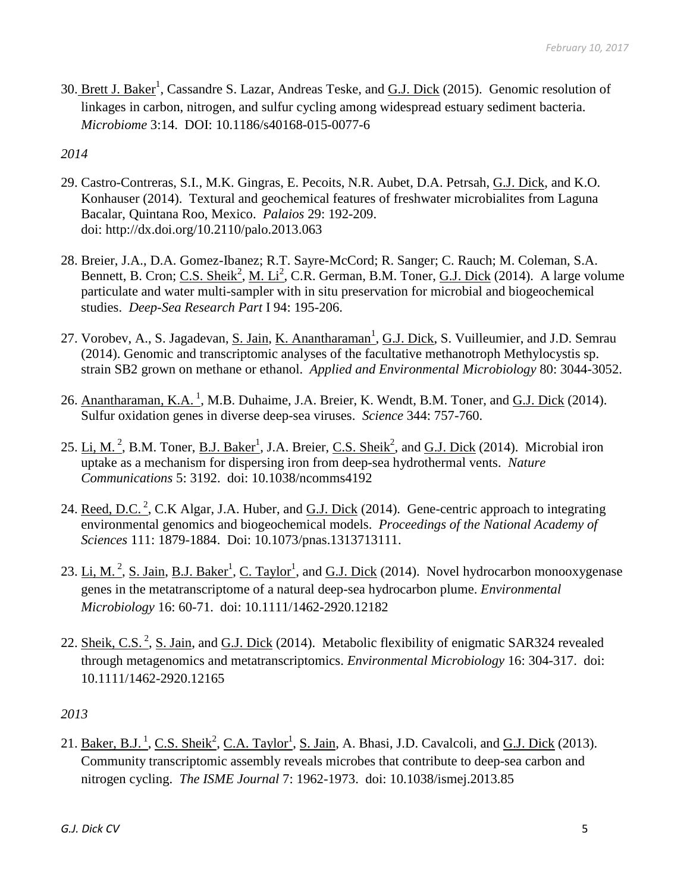30. Brett J. Baker[1], Cassandre S. Lazar, Andreas Teske, and G.J. Dick (2015). Genomic resolution of linkages in carbon, nitrogen, and sulfur cycling among widespread estuary sediment bacteria. *Microbiome* 3:14. DOI: 10.1186/s40168-015-0077-6

*2014*

29. Castro-Contreras, S.I., M.K. Gingras, E. Pecoits, N.R. Aubet, D.A. Petrsah, G.J. Dick, and K.O. Konhauser (2014). Textural and geochemical features of freshwater microbialites from Laguna Bacalar, Quintana Roo, Mexico. *Palaios* 29: 192-209. doi: http://dx.doi.org/10.2110/palo.2013.063

28. Breier, J.A., D.A. Gomez-Ibanez; R.T. Sayre-McCord; R. Sanger; C. Rauch; M. Coleman, S.A. Bennett, B. Cron; C.S. Sheik[2], M. Li[2], C.R. German, B.M. Toner, G.J. Dick (2014). A large volume particulate and water multi-sampler with in situ preservation for microbial and biogeochemical studies. *Deep-Sea Research Part* I 94: 195-206.

27. Vorobev, A., S. Jagadevan, S. Jain, K. Anantharaman[1], G.J. Dick, S. Vuilleumier, and J.D. Semrau (2014). Genomic and transcriptomic analyses of the facultative methanotroph Methylocystis sp. strain SB2 grown on methane or ethanol. *Applied and Environmental Microbiology* 80: 3044-3052.

26. Anantharaman, K.A. [1], M.B. Duhaime, J.A. Breier, K. Wendt, B.M. Toner, and G.J. Dick (2014). Sulfur oxidation genes in diverse deep-sea viruses. *Science* 344: 757-760.

25. Li, M. [2], B.M. Toner, B.J. Baker[1], J.A. Breier, C.S. Sheik[2], and G.J. Dick (2014). Microbial iron uptake as a mechanism for dispersing iron from deep-sea hydrothermal vents. *Nature Communications* 5: 3192. doi: 10.1038/ncomms4192

24. Reed, D.C. [2], C.K Algar, J.A. Huber, and G.J. Dick (2014). Gene-centric approach to integrating environmental genomics and biogeochemical models. *Proceedings of the National Academy of Sciences* 111: 1879-1884. Doi: 10.1073/pnas.1313713111.

23. Li, M. [2], S. Jain, B.J. Baker[1], C. Taylor[1], and G.J. Dick (2014). Novel hydrocarbon monooxygenase genes in the metatranscriptome of a natural deep-sea hydrocarbon plume. *Environmental Microbiology* 16: 60-71. doi: 10.1111/1462-2920.12182

22. Sheik, C.S. [2], S. Jain, and G.J. Dick (2014). Metabolic flexibility of enigmatic SAR324 revealed through metagenomics and metatranscriptomics. *Environmental Microbiology* 16: 304-317. doi: 10.1111/1462-2920.12165

*2013*

21. Baker, B.J. [1], C.S. Sheik[2], C.A. Taylor[1], S. Jain, A. Bhasi, J.D. Cavalcoli, and G.J. Dick (2013). Community transcriptomic assembly reveals microbes that contribute to deep-sea carbon and nitrogen cycling. *The ISME Journal* 7: 1962-1973. doi: 10.1038/ismej.2013.85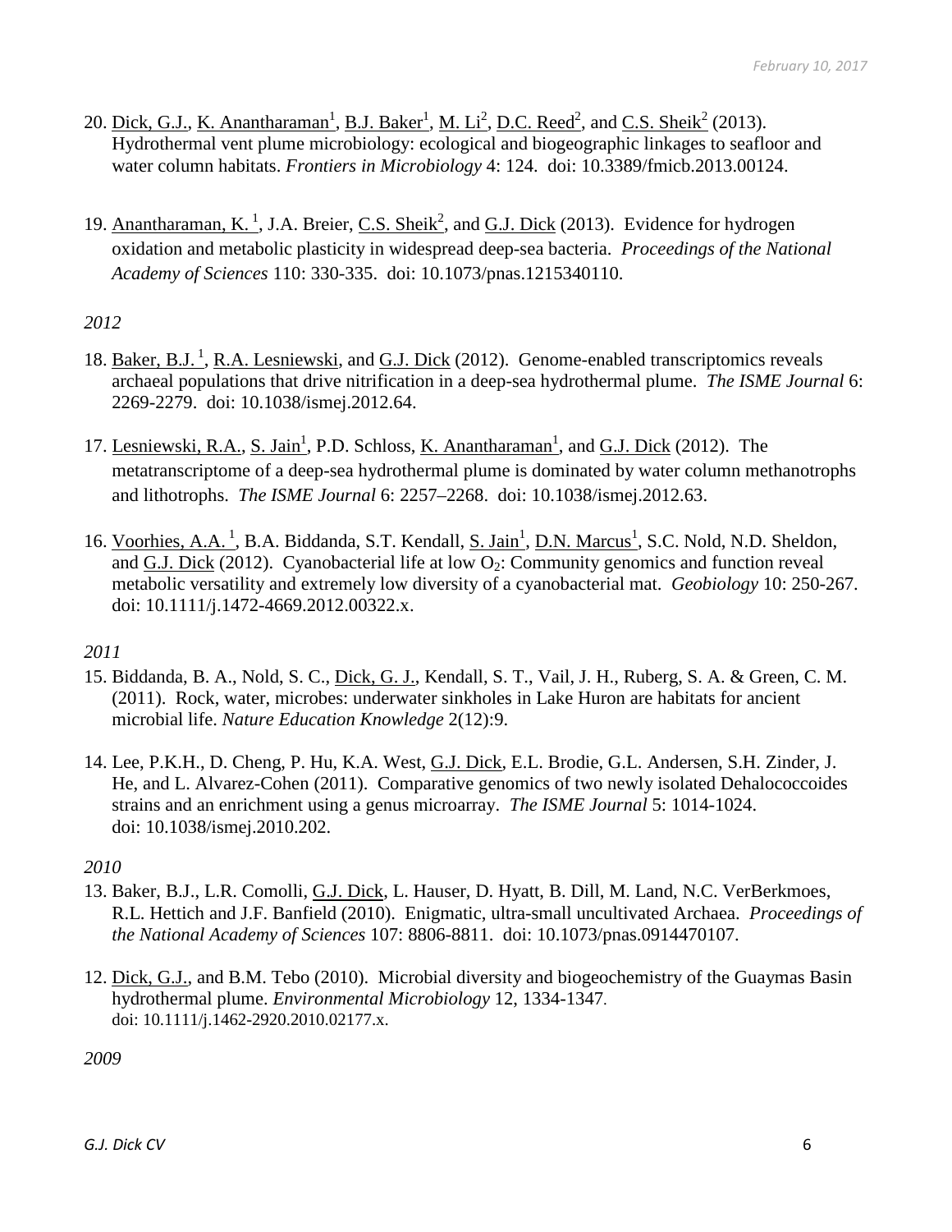20. Dick, G.J., K. Anantharaman[1], B.J. Baker[1], M. Li[2], D.C. Reed[2], and C.S. Sheik[2] (2013). Hydrothermal vent plume microbiology: ecological and biogeographic linkages to seafloor and water column habitats. *Frontiers in Microbiology* 4: 124. doi: 10.3389/fmicb.2013.00124.

19. Anantharaman, K.[1], J.A. Breier, C.S. Sheik[2], and G.J. Dick (2013). Evidence for hydrogen oxidation and metabolic plasticity in widespread deep-sea bacteria. *Proceedings of the National Academy of Sciences* 110: 330-335. doi: 10.1073/pnas.1215340110.

*2012*

18. Baker, B.J.[1], R.A. Lesniewski, and G.J. Dick (2012). Genome-enabled transcriptomics reveals archaeal populations that drive nitrification in a deep-sea hydrothermal plume. *The ISME Journal* 6: 2269-2279. doi: 10.1038/ismej.2012.64.

17. Lesniewski, R.A., S. Jain[1], P.D. Schloss, K. Anantharaman[1], and G.J. Dick (2012). The metatranscriptome of a deep-sea hydrothermal plume is dominated by water column methanotrophs and lithotrophs. *The ISME Journal* 6: 2257–2268. doi: 10.1038/ismej.2012.63.

16. Voorhies, A.A.[1], B.A. Biddanda, S.T. Kendall, S. Jain[1], D.N. Marcus[1], S.C. Nold, N.D. Sheldon, and G.J. Dick (2012). Cyanobacterial life at low $O_2$: Community genomics and function reveal metabolic versatility and extremely low diversity of a cyanobacterial mat. *Geobiology* 10: 250-267. doi: 10.1111/j.1472-4669.2012.00322.x.

*2011*

15. Biddanda, B. A., Nold, S. C., Dick, G. J., Kendall, S. T., Vail, J. H., Ruberg, S. A. & Green, C. M. (2011). Rock, water, microbes: underwater sinkholes in Lake Huron are habitats for ancient microbial life. *Nature Education Knowledge* 2(12):9.

14. Lee, P.K.H., D. Cheng, P. Hu, K.A. West, G.J. Dick, E.L. Brodie, G.L. Andersen, S.H. Zinder, J. He, and L. Alvarez-Cohen (2011). Comparative genomics of two newly isolated Dehalococcoides strains and an enrichment using a genus microarray. *The ISME Journal* 5: 1014-1024. doi: 10.1038/ismej.2010.202.

*2010*

13. Baker, B.J., L.R. Comolli, G.J. Dick, L. Hauser, D. Hyatt, B. Dill, M. Land, N.C. VerBerkmoes, R.L. Hettich and J.F. Banfield (2010). Enigmatic, ultra-small uncultivated Archaea. *Proceedings of the National Academy of Sciences* 107: 8806-8811. doi: 10.1073/pnas.0914470107.

12. Dick, G.J., and B.M. Tebo (2010). Microbial diversity and biogeochemistry of the Guaymas Basin hydrothermal plume. *Environmental Microbiology* 12, 1334-1347. doi: 10.1111/j.1462-2920.2010.02177.x.

*2009*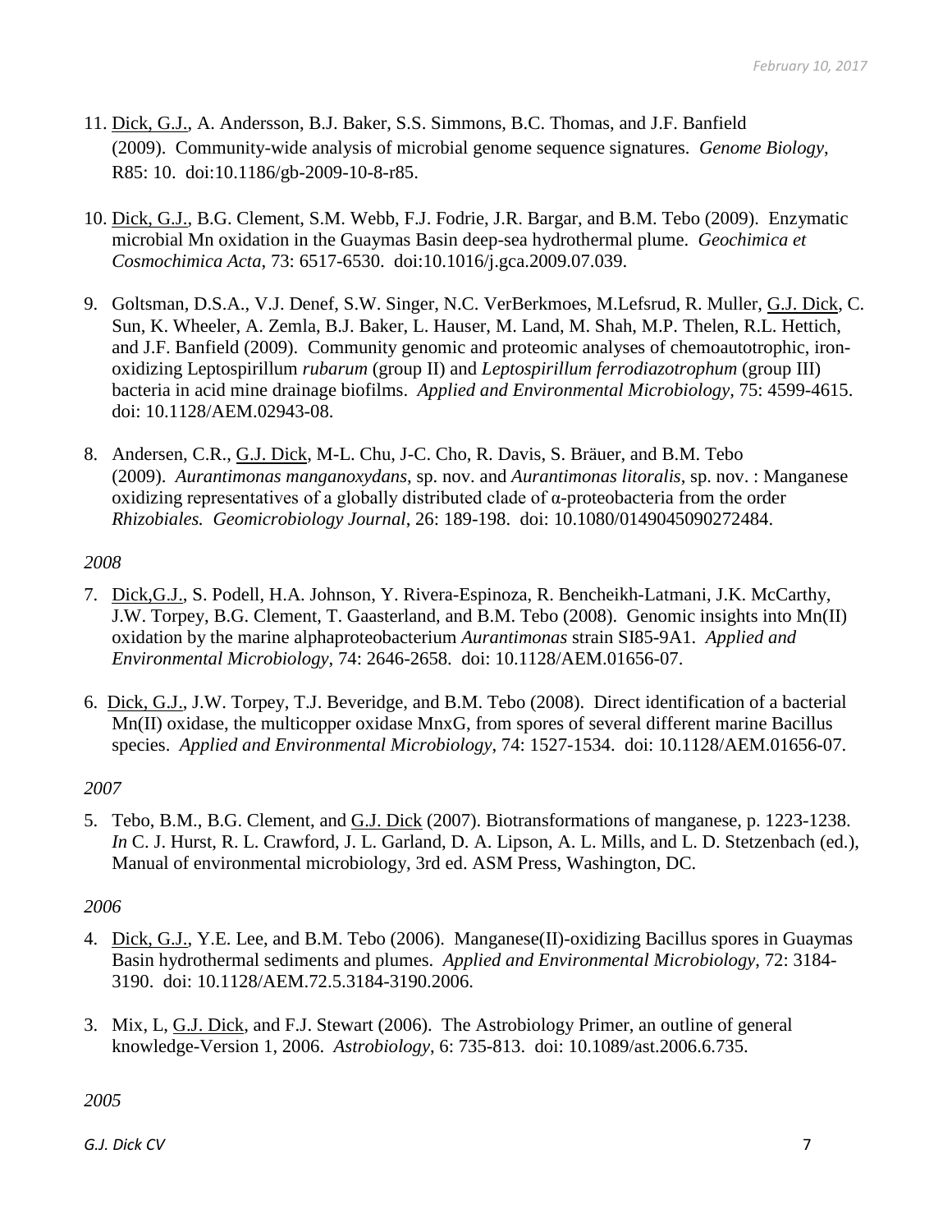11. Dick, G.J., A. Andersson, B.J. Baker, S.S. Simmons, B.C. Thomas, and J.F. Banfield (2009). Community-wide analysis of microbial genome sequence signatures. *Genome Biology*, R85: 10. doi:10.1186/gb-2009-10-8-r85.

10. Dick, G.J., B.G. Clement, S.M. Webb, F.J. Fodrie, J.R. Bargar, and B.M. Tebo (2009). Enzymatic microbial Mn oxidation in the Guaymas Basin deep-sea hydrothermal plume. *Geochimica et Cosmochimica Acta*, 73: 6517-6530. doi:10.1016/j.gca.2009.07.039.

9. Goltsman, D.S.A., V.J. Denef, S.W. Singer, N.C. VerBerkmoes, M.Lefsrud, R. Muller, G.J. Dick, C. Sun, K. Wheeler, A. Zemla, B.J. Baker, L. Hauser, M. Land, M. Shah, M.P. Thelen, R.L. Hettich, and J.F. Banfield (2009). Community genomic and proteomic analyses of chemoautotrophic, iron-oxidizing Leptospirillum *rubarum* (group II) and *Leptospirillum ferrodiazotrophum* (group III) bacteria in acid mine drainage biofilms. *Applied and Environmental Microbiology*, 75: 4599-4615. doi: 10.1128/AEM.02943-08.

8. Andersen, C.R., G.J. Dick, M-L. Chu, J-C. Cho, R. Davis, S. Bräuer, and B.M. Tebo (2009). *Aurantimonas manganoxydans*, sp. nov. and *Aurantimonas litoralis*, sp. nov. : Manganese oxidizing representatives of a globally distributed clade of α-proteobacteria from the order *Rhizobiales. Geomicrobiology Journal*, 26: 189-198. doi: 10.1080/0149045090272484.

*2008*

7. Dick,G.J., S. Podell, H.A. Johnson, Y. Rivera-Espinoza, R. Bencheikh-Latmani, J.K. McCarthy, J.W. Torpey, B.G. Clement, T. Gaasterland, and B.M. Tebo (2008). Genomic insights into Mn(II) oxidation by the marine alphaproteobacterium *Aurantimonas* strain SI85-9A1. *Applied and Environmental Microbiology*, 74: 2646-2658. doi: 10.1128/AEM.01656-07.

6. Dick, G.J., J.W. Torpey, T.J. Beveridge, and B.M. Tebo (2008). Direct identification of a bacterial Mn(II) oxidase, the multicopper oxidase MnxG, from spores of several different marine Bacillus species. *Applied and Environmental Microbiology*, 74: 1527-1534. doi: 10.1128/AEM.01656-07.

*2007*

5. Tebo, B.M., B.G. Clement, and G.J. Dick (2007). Biotransformations of manganese, p. 1223-1238. *In* C. J. Hurst, R. L. Crawford, J. L. Garland, D. A. Lipson, A. L. Mills, and L. D. Stetzenbach (ed.), Manual of environmental microbiology, 3rd ed. ASM Press, Washington, DC.

*2006*

4. Dick, G.J., Y.E. Lee, and B.M. Tebo (2006). Manganese(II)-oxidizing Bacillus spores in Guaymas Basin hydrothermal sediments and plumes. *Applied and Environmental Microbiology*, 72: 3184-3190. doi: 10.1128/AEM.72.5.3184-3190.2006.

3. Mix, L, G.J. Dick, and F.J. Stewart (2006). The Astrobiology Primer, an outline of general knowledge-Version 1, 2006. *Astrobiology*, 6: 735-813. doi: 10.1089/ast.2006.6.735.

*2005*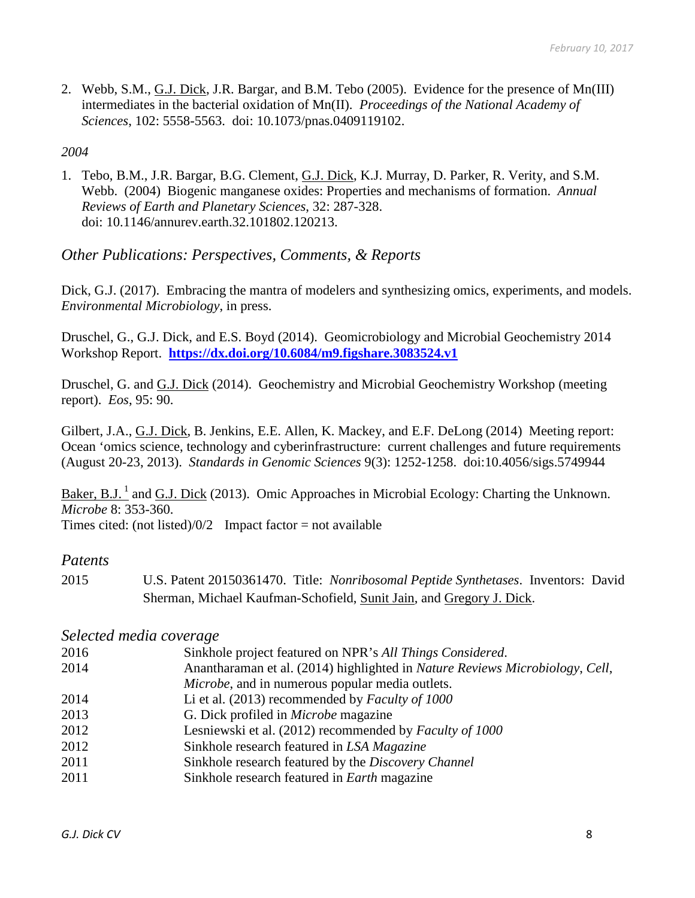2. Webb, S.M., G.J. Dick, J.R. Bargar, and B.M. Tebo (2005). Evidence for the presence of Mn(III) intermediates in the bacterial oxidation of Mn(II). *Proceedings of the National Academy of Sciences*, 102: 5558-5563. doi: 10.1073/pnas.0409119102.

*2004*

1. Tebo, B.M., J.R. Bargar, B.G. Clement, G.J. Dick, K.J. Murray, D. Parker, R. Verity, and S.M. Webb. (2004) Biogenic manganese oxides: Properties and mechanisms of formation. *Annual Reviews of Earth and Planetary Sciences*, 32: 287-328. doi: 10.1146/annurev.earth.32.101802.120213.

## *Other Publications: Perspectives, Comments, & Reports*

Dick, G.J. (2017). Embracing the mantra of modelers and synthesizing omics, experiments, and models. *Environmental Microbiology*, in press.

Druschel, G., G.J. Dick, and E.S. Boyd (2014). Geomicrobiology and Microbial Geochemistry 2014 Workshop Report. **https://dx.doi.org/10.6084/m9.figshare.3083524.v1**

Druschel, G. and G.J. Dick (2014). Geochemistry and Microbial Geochemistry Workshop (meeting report). *Eos*, 95: 90.

Gilbert, J.A., G.J. Dick, B. Jenkins, E.E. Allen, K. Mackey, and E.F. DeLong (2014) Meeting report: Ocean 'omics science, technology and cyberinfrastructure: current challenges and future requirements (August 20-23, 2013). *Standards in Genomic Sciences* 9(3): 1252-1258. doi:10.4056/sigs.5749944

Baker, B.J.[1] and G.J. Dick (2013). Omic Approaches in Microbial Ecology: Charting the Unknown. *Microbe* 8: 353-360.
Times cited: (not listed)/0/2 Impact factor = not available

## *Patents*

2015 U.S. Patent 20150361470. Title: *Nonribosomal Peptide Synthetases*. Inventors: David Sherman, Michael Kaufman-Schofield, Sunit Jain, and Gregory J. Dick.

## *Selected media coverage*

| | |
|---|---|
| 2016 | Sinkhole project featured on NPR's *All Things Considered*. |
| 2014 | Anantharaman et al. (2014) highlighted in *Nature Reviews Microbiology*, *Cell*, *Microbe*, and in numerous popular media outlets. |
| 2014 | Li et al. (2013) recommended by *Faculty of 1000* |
| 2013 | G. Dick profiled in *Microbe* magazine |
| 2012 | Lesniewski et al. (2012) recommended by *Faculty of 1000* |
| 2012 | Sinkhole research featured in *LSA Magazine* |
| 2011 | Sinkhole research featured by the *Discovery Channel* |
| 2011 | Sinkhole research featured in *Earth* magazine |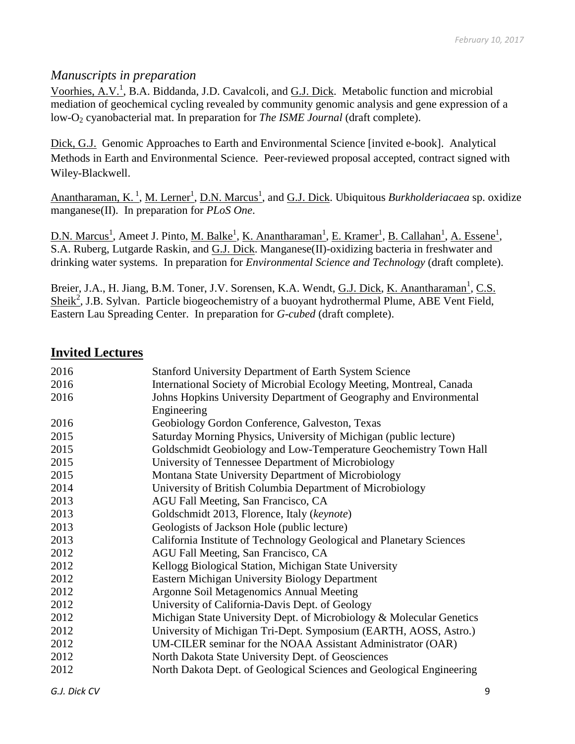### *Manuscripts in preparation*

Voorhies, A.V.[1], B.A. Biddanda, J.D. Cavalcoli, and G.J. Dick. Metabolic function and microbial mediation of geochemical cycling revealed by community genomic analysis and gene expression of a low-$O_2$ cyanobacterial mat. In preparation for *The ISME Journal* (draft complete).

Dick, G.J. Genomic Approaches to Earth and Environmental Science [invited e-book]. Analytical Methods in Earth and Environmental Science. Peer-reviewed proposal accepted, contract signed with Wiley-Blackwell.

Anantharaman, K.[1], M. Lerner[1], D.N. Marcus[1], and G.J. Dick. Ubiquitous *Burkholderiacaea* sp. oxidize manganese(II). In preparation for *PLoS One*.

D.N. Marcus[1], Ameet J. Pinto, M. Balke[1], K. Anantharaman[1], E. Kramer[1], B. Callahan[1], A. Essene[1], S.A. Ruberg, Lutgarde Raskin, and G.J. Dick. Manganese(II)-oxidizing bacteria in freshwater and drinking water systems. In preparation for *Environmental Science and Technology* (draft complete).

Breier, J.A., H. Jiang, B.M. Toner, J.V. Sorensen, K.A. Wendt, G.J. Dick, K. Anantharaman[1], C.S. Sheik[2], J.B. Sylvan. Particle biogeochemistry of a buoyant hydrothermal Plume, ABE Vent Field, Eastern Lau Spreading Center. In preparation for *G-cubed* (draft complete).

## Invited Lectures

| | |
|---|---|
| 2016 | Stanford University Department of Earth System Science |
| 2016 | International Society of Microbial Ecology Meeting, Montreal, Canada |
| 2016 | Johns Hopkins University Department of Geography and Environmental Engineering |
| 2016 | Geobiology Gordon Conference, Galveston, Texas |
| 2015 | Saturday Morning Physics, University of Michigan (public lecture) |
| 2015 | Goldschmidt Geobiology and Low-Temperature Geochemistry Town Hall |
| 2015 | University of Tennessee Department of Microbiology |
| 2015 | Montana State University Department of Microbiology |
| 2014 | University of British Columbia Department of Microbiology |
| 2013 | AGU Fall Meeting, San Francisco, CA |
| 2013 | Goldschmidt 2013, Florence, Italy (*keynote*) |
| 2013 | Geologists of Jackson Hole (public lecture) |
| 2013 | California Institute of Technology Geological and Planetary Sciences |
| 2012 | AGU Fall Meeting, San Francisco, CA |
| 2012 | Kellogg Biological Station, Michigan State University |
| 2012 | Eastern Michigan University Biology Department |
| 2012 | Argonne Soil Metagenomics Annual Meeting |
| 2012 | University of California-Davis Dept. of Geology |
| 2012 | Michigan State University Dept. of Microbiology & Molecular Genetics |
| 2012 | University of Michigan Tri-Dept. Symposium (EARTH, AOSS, Astro.) |
| 2012 | UM-CILER seminar for the NOAA Assistant Administrator (OAR) |
| 2012 | North Dakota State University Dept. of Geosciences |
| 2012 | North Dakota Dept. of Geological Sciences and Geological Engineering |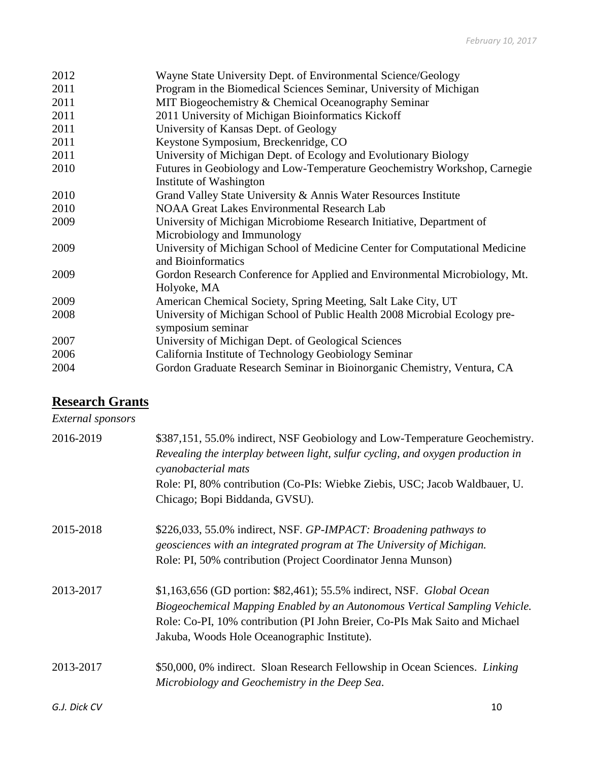2012 Wayne State University Dept. of Environmental Science/Geology
2011 Program in the Biomedical Sciences Seminar, University of Michigan
2011 MIT Biogeochemistry & Chemical Oceanography Seminar
2011 2011 University of Michigan Bioinformatics Kickoff
2011 University of Kansas Dept. of Geology
2011 Keystone Symposium, Breckenridge, CO
2011 University of Michigan Dept. of Ecology and Evolutionary Biology
2010 Futures in Geobiology and Low-Temperature Geochemistry Workshop, Carnegie Institute of Washington
2010 Grand Valley State University & Annis Water Resources Institute
2010 NOAA Great Lakes Environmental Research Lab
2009 University of Michigan Microbiome Research Initiative, Department of Microbiology and Immunology
2009 University of Michigan School of Medicine Center for Computational Medicine and Bioinformatics
2009 Gordon Research Conference for Applied and Environmental Microbiology, Mt. Holyoke, MA
2009 American Chemical Society, Spring Meeting, Salt Lake City, UT
2008 University of Michigan School of Public Health 2008 Microbial Ecology pre-symposium seminar
2007 University of Michigan Dept. of Geological Sciences
2006 California Institute of Technology Geobiology Seminar
2004 Gordon Graduate Research Seminar in Bioinorganic Chemistry, Ventura, CA

## Research Grants

*External sponsors*

2016-2019 $387,151, 55.0% indirect, NSF Geobiology and Low-Temperature Geochemistry. *Revealing the interplay between light, sulfur cycling, and oxygen production in cyanobacterial mats*
Role: PI, 80% contribution (Co-PIs: Wiebke Ziebis, USC; Jacob Waldbauer, U. Chicago; Bopi Biddanda, GVSU).

2015-2018 $226,033, 55.0% indirect, NSF. *GP-IMPACT: Broadening pathways to geosciences with an integrated program at The University of Michigan.*
Role: PI, 50% contribution (Project Coordinator Jenna Munson)

2013-2017 $1,163,656 (GD portion: $82,461); 55.5% indirect, NSF. *Global Ocean Biogeochemical Mapping Enabled by an Autonomous Vertical Sampling Vehicle.*
Role: Co-PI, 10% contribution (PI John Breier, Co-PIs Mak Saito and Michael Jakuba, Woods Hole Oceanographic Institute).

2013-2017 $50,000, 0% indirect. Sloan Research Fellowship in Ocean Sciences. *Linking Microbiology and Geochemistry in the Deep Sea*.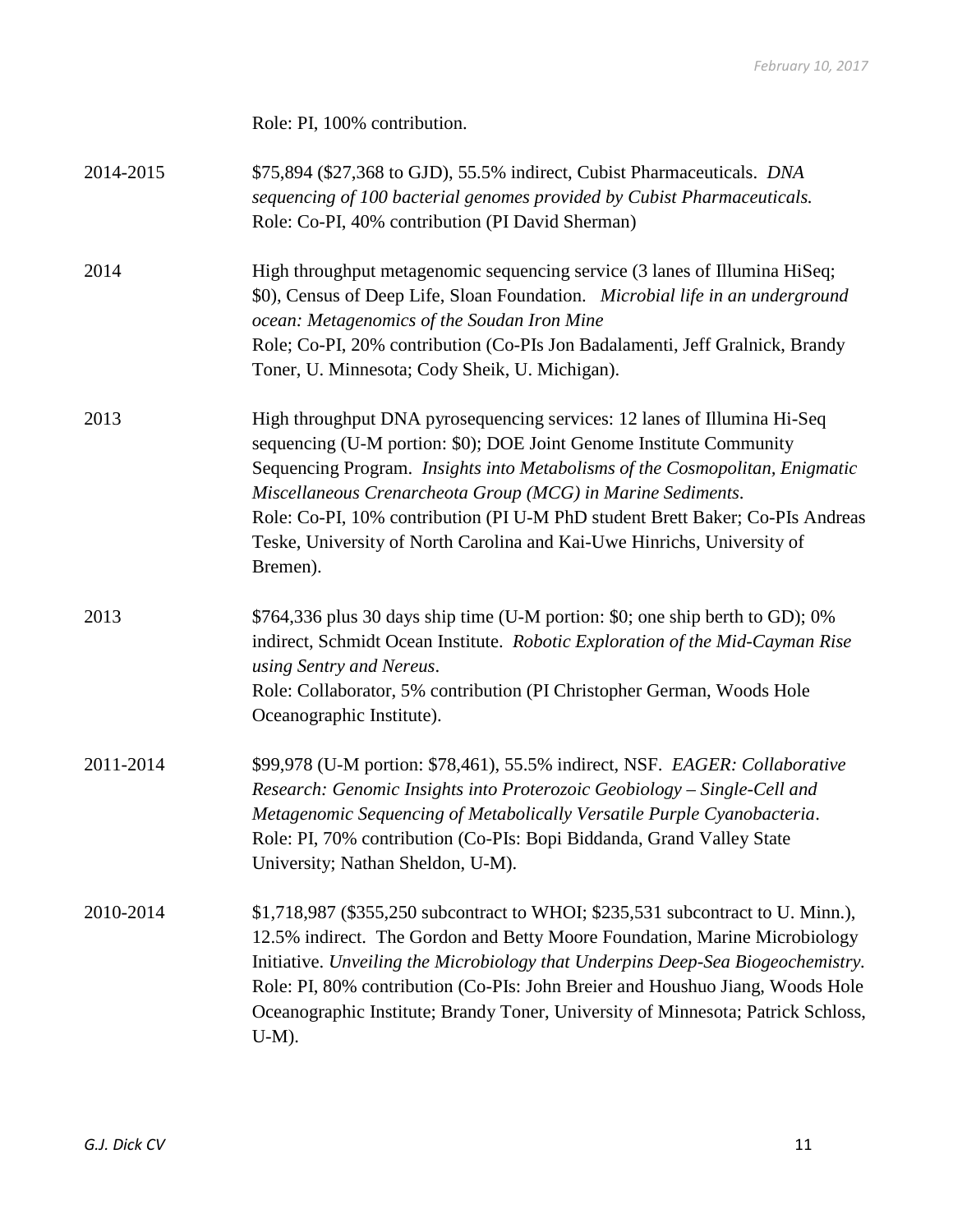Role: PI, 100% contribution.

2014-2015 — $75,894 ($27,368 to GJD), 55.5% indirect, Cubist Pharmaceuticals. *DNA sequencing of 100 bacterial genomes provided by Cubist Pharmaceuticals.*
Role: Co-PI, 40% contribution (PI David Sherman)

2014 — High throughput metagenomic sequencing service (3 lanes of Illumina HiSeq; $0), Census of Deep Life, Sloan Foundation. *Microbial life in an underground ocean: Metagenomics of the Soudan Iron Mine*
Role; Co-PI, 20% contribution (Co-PIs Jon Badalamenti, Jeff Gralnick, Brandy Toner, U. Minnesota; Cody Sheik, U. Michigan).

2013 — High throughput DNA pyrosequencing services: 12 lanes of Illumina Hi-Seq sequencing (U-M portion: $0); DOE Joint Genome Institute Community Sequencing Program. *Insights into Metabolisms of the Cosmopolitan, Enigmatic Miscellaneous Crenarcheota Group (MCG) in Marine Sediments*.
Role: Co-PI, 10% contribution (PI U-M PhD student Brett Baker; Co-PIs Andreas Teske, University of North Carolina and Kai-Uwe Hinrichs, University of Bremen).

2013 — $764,336 plus 30 days ship time (U-M portion: $0; one ship berth to GD); 0% indirect, Schmidt Ocean Institute. *Robotic Exploration of the Mid-Cayman Rise using Sentry and Nereus*.
Role: Collaborator, 5% contribution (PI Christopher German, Woods Hole Oceanographic Institute).

2011-2014 — $99,978 (U-M portion: $78,461), 55.5% indirect, NSF. *EAGER: Collaborative Research: Genomic Insights into Proterozoic Geobiology – Single-Cell and Metagenomic Sequencing of Metabolically Versatile Purple Cyanobacteria*.
Role: PI, 70% contribution (Co-PIs: Bopi Biddanda, Grand Valley State University; Nathan Sheldon, U-M).

2010-2014 — $1,718,987 ($355,250 subcontract to WHOI; $235,531 subcontract to U. Minn.), 12.5% indirect. The Gordon and Betty Moore Foundation, Marine Microbiology Initiative. *Unveiling the Microbiology that Underpins Deep-Sea Biogeochemistry.*
Role: PI, 80% contribution (Co-PIs: John Breier and Houshuo Jiang, Woods Hole Oceanographic Institute; Brandy Toner, University of Minnesota; Patrick Schloss, U-M).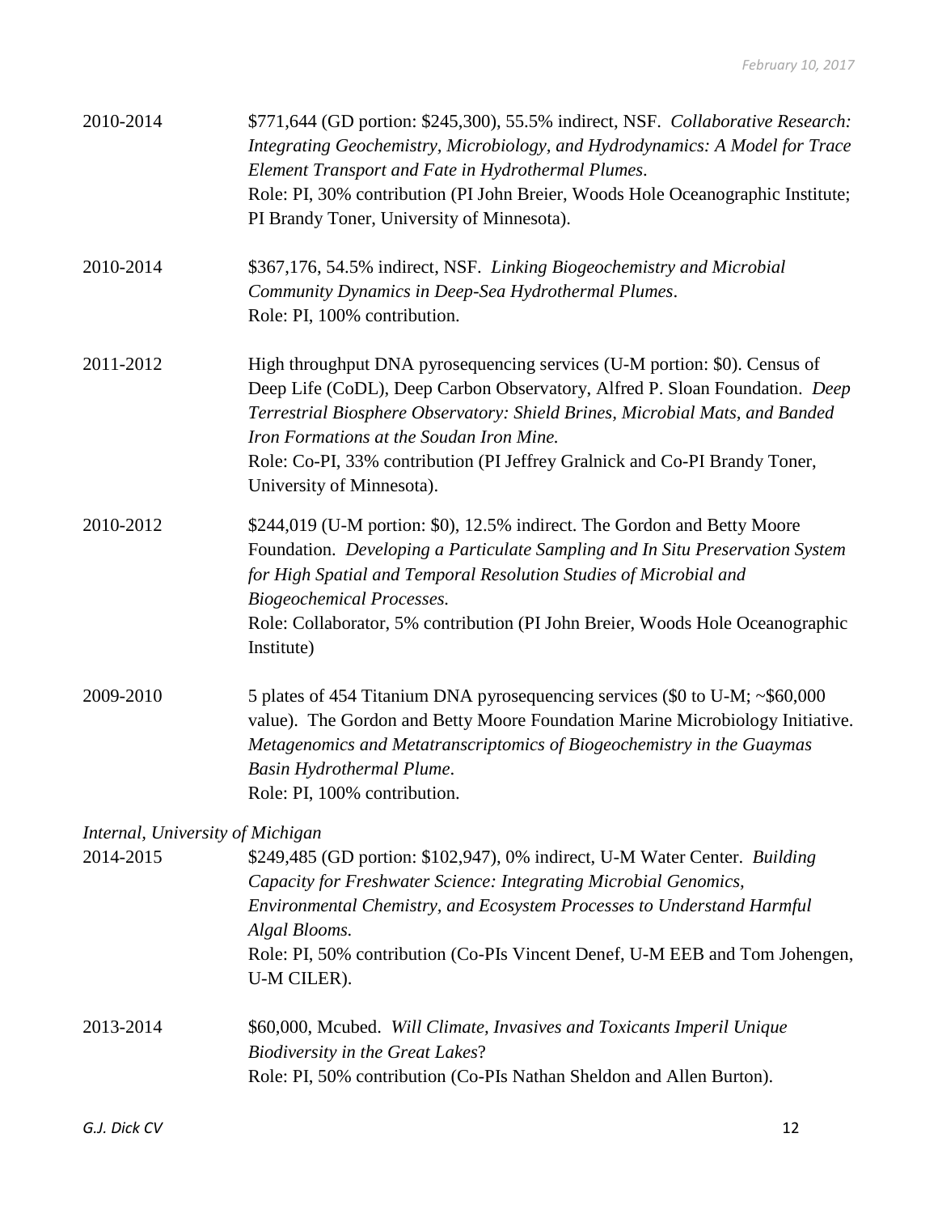2010-2014 $771,644 (GD portion: $245,300), 55.5% indirect, NSF. *Collaborative Research: Integrating Geochemistry, Microbiology, and Hydrodynamics: A Model for Trace Element Transport and Fate in Hydrothermal Plumes*.
Role: PI, 30% contribution (PI John Breier, Woods Hole Oceanographic Institute; PI Brandy Toner, University of Minnesota).

2010-2014 $367,176, 54.5% indirect, NSF. *Linking Biogeochemistry and Microbial Community Dynamics in Deep-Sea Hydrothermal Plumes*.
Role: PI, 100% contribution.

2011-2012 High throughput DNA pyrosequencing services (U-M portion: $0). Census of Deep Life (CoDL), Deep Carbon Observatory, Alfred P. Sloan Foundation. *Deep Terrestrial Biosphere Observatory: Shield Brines, Microbial Mats, and Banded Iron Formations at the Soudan Iron Mine.*
Role: Co-PI, 33% contribution (PI Jeffrey Gralnick and Co-PI Brandy Toner, University of Minnesota).

2010-2012 $244,019 (U-M portion: $0), 12.5% indirect. The Gordon and Betty Moore Foundation. *Developing a Particulate Sampling and In Situ Preservation System for High Spatial and Temporal Resolution Studies of Microbial and Biogeochemical Processes.*
Role: Collaborator, 5% contribution (PI John Breier, Woods Hole Oceanographic Institute)

2009-2010 5 plates of 454 Titanium DNA pyrosequencing services ($0 to U-M; ~$60,000 value). The Gordon and Betty Moore Foundation Marine Microbiology Initiative. *Metagenomics and Metatranscriptomics of Biogeochemistry in the Guaymas Basin Hydrothermal Plume*.
Role: PI, 100% contribution.

*Internal, University of Michigan*

2014-2015 $249,485 (GD portion: $102,947), 0% indirect, U-M Water Center. *Building Capacity for Freshwater Science: Integrating Microbial Genomics, Environmental Chemistry, and Ecosystem Processes to Understand Harmful Algal Blooms.*
Role: PI, 50% contribution (Co-PIs Vincent Denef, U-M EEB and Tom Johengen, U-M CILER).

2013-2014 $60,000, Mcubed. *Will Climate, Invasives and Toxicants Imperil Unique Biodiversity in the Great Lakes*?
Role: PI, 50% contribution (Co-PIs Nathan Sheldon and Allen Burton).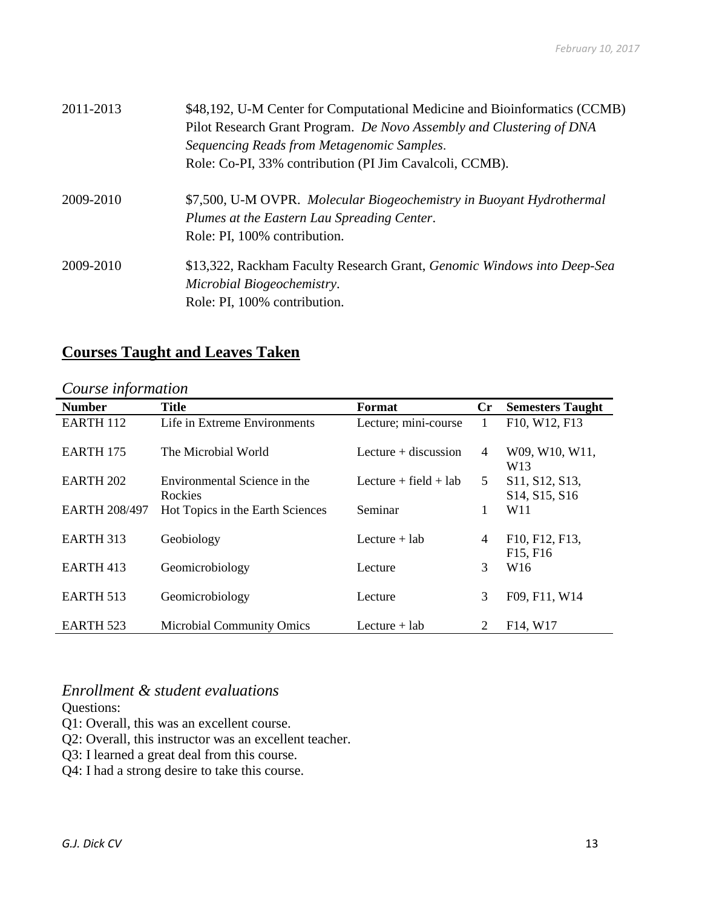2011-2013 — $48,192, U-M Center for Computational Medicine and Bioinformatics (CCMB) Pilot Research Grant Program. *De Novo Assembly and Clustering of DNA Sequencing Reads from Metagenomic Samples*.
Role: Co-PI, 33% contribution (PI Jim Cavalcoli, CCMB).

2009-2010 — $7,500, U-M OVPR. *Molecular Biogeochemistry in Buoyant Hydrothermal Plumes at the Eastern Lau Spreading Center*.
Role: PI, 100% contribution.

2009-2010 — $13,322, Rackham Faculty Research Grant, *Genomic Windows into Deep-Sea Microbial Biogeochemistry*.
Role: PI, 100% contribution.

## Courses Taught and Leaves Taken

### *Course information*

| Number | Title | Format | Cr | Semesters Taught |
|---|---|---|---|---|
| EARTH 112 | Life in Extreme Environments | Lecture; mini-course | 1 | F10, W12, F13 |
| EARTH 175 | The Microbial World | Lecture + discussion | 4 | W09, W10, W11, W13 |
| EARTH 202 | Environmental Science in the Rockies | Lecture + field + lab | 5 | S11, S12, S13, S14, S15, S16 |
| EARTH 208/497 | Hot Topics in the Earth Sciences | Seminar | 1 | W11 |
| EARTH 313 | Geobiology | Lecture + lab | 4 | F10, F12, F13, F15, F16 |
| EARTH 413 | Geomicrobiology | Lecture | 3 | W16 |
| EARTH 513 | Geomicrobiology | Lecture | 3 | F09, F11, W14 |
| EARTH 523 | Microbial Community Omics | Lecture + lab | 2 | F14, W17 |

### *Enrollment & student evaluations*

Questions:
Q1: Overall, this was an excellent course.
Q2: Overall, this instructor was an excellent teacher.
Q3: I learned a great deal from this course.
Q4: I had a strong desire to take this course.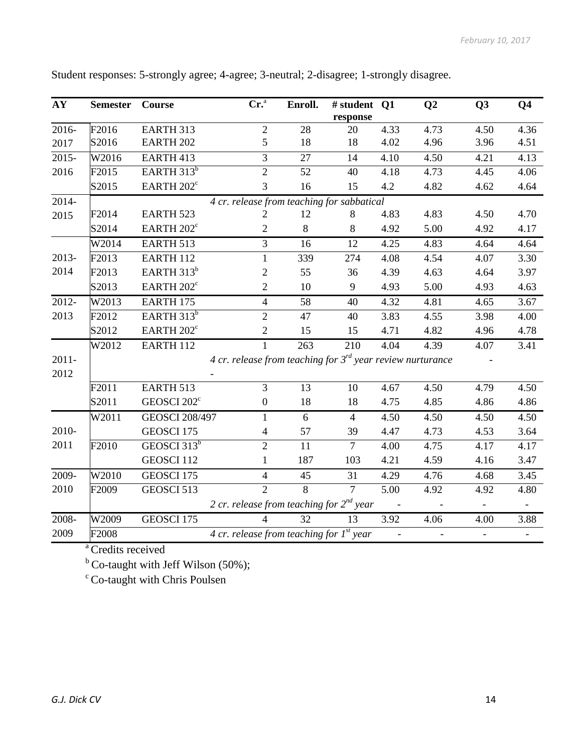Student responses: 5-strongly agree; 4-agree; 3-neutral; 2-disagree; 1-strongly disagree.

| AY | Semester | Course | Cr.[a] | Enroll. | # student response | Q1 | Q2 | Q3 | Q4 |
|---|---|---|---|---|---|---|---|---|---|
| 2016-2017 | F2016 | EARTH 313 | 2 | 28 | 20 | 4.33 | 4.73 | 4.50 | 4.36 |
| | S2016 | EARTH 202 | 5 | 18 | 18 | 4.02 | 4.96 | 3.96 | 4.51 |
| 2015-2016 | W2016 | EARTH 413 | 3 | 27 | 14 | 4.10 | 4.50 | 4.21 | 4.13 |
| | F2015 | EARTH 313[b] | 2 | 52 | 40 | 4.18 | 4.73 | 4.45 | 4.06 |
| | S2015 | EARTH 202[c] | 3 | 16 | 15 | 4.2 | 4.82 | 4.62 | 4.64 |
| 2014-2015 | | *4 cr. release from teaching for sabbatical* | | | | | | | |
| | F2014 | EARTH 523 | 2 | 12 | 8 | 4.83 | 4.83 | 4.50 | 4.70 |
| | S2014 | EARTH 202[c] | 2 | 8 | 8 | 4.92 | 5.00 | 4.92 | 4.17 |
| 2013-2014 | W2014 | EARTH 513 | 3 | 16 | 12 | 4.25 | 4.83 | 4.64 | 4.64 |
| | F2013 | EARTH 112 | 1 | 339 | 274 | 4.08 | 4.54 | 4.07 | 3.30 |
| | F2013 | EARTH 313[b] | 2 | 55 | 36 | 4.39 | 4.63 | 4.64 | 3.97 |
| | S2013 | EARTH 202[c] | 2 | 10 | 9 | 4.93 | 5.00 | 4.93 | 4.63 |
| 2012-2013 | W2013 | EARTH 175 | 4 | 58 | 40 | 4.32 | 4.81 | 4.65 | 3.67 |
| | F2012 | EARTH 313[b] | 2 | 47 | 40 | 3.83 | 4.55 | 3.98 | 4.00 |
| | S2012 | EARTH 202[c] | 2 | 15 | 15 | 4.71 | 4.82 | 4.96 | 4.78 |
| 2011-2012 | W2012 | EARTH 112 | 1 | 263 | 210 | 4.04 | 4.39 | 4.07 | 3.41 |
| | | *4 cr. release from teaching for 3rd year review nurturance* | | | | | | - | |
| | F2011 | EARTH 513 | 3 | 13 | 10 | 4.67 | 4.50 | 4.79 | 4.50 |
| | S2011 | GEOSCI 202[c] | 0 | 18 | 18 | 4.75 | 4.85 | 4.86 | 4.86 |
| 2010-2011 | W2011 | GEOSCI 208/497 | 1 | 6 | 4 | 4.50 | 4.50 | 4.50 | 4.50 |
| | | GEOSCI 175 | 4 | 57 | 39 | 4.47 | 4.73 | 4.53 | 3.64 |
| | F2010 | GEOSCI 313[b] | 2 | 11 | 7 | 4.00 | 4.75 | 4.17 | 4.17 |
| | | GEOSCI 112 | 1 | 187 | 103 | 4.21 | 4.59 | 4.16 | 3.47 |
| 2009-2010 | W2010 | GEOSCI 175 | 4 | 45 | 31 | 4.29 | 4.76 | 4.68 | 3.45 |
| | F2009 | GEOSCI 513 | 2 | 8 | 7 | 5.00 | 4.92 | 4.92 | 4.80 |
| | | *2 cr. release from teaching for 2nd year* | | | | - | - | - | - |
| 2008-2009 | W2009 | GEOSCI 175 | 4 | 32 | 13 | 3.92 | 4.06 | 4.00 | 3.88 |
| | F2008 | *4 cr. release from teaching for 1st year* | | | | - | - | - | - |

[a] Credits received

[b] Co-taught with Jeff Wilson (50%);

[c] Co-taught with Chris Poulsen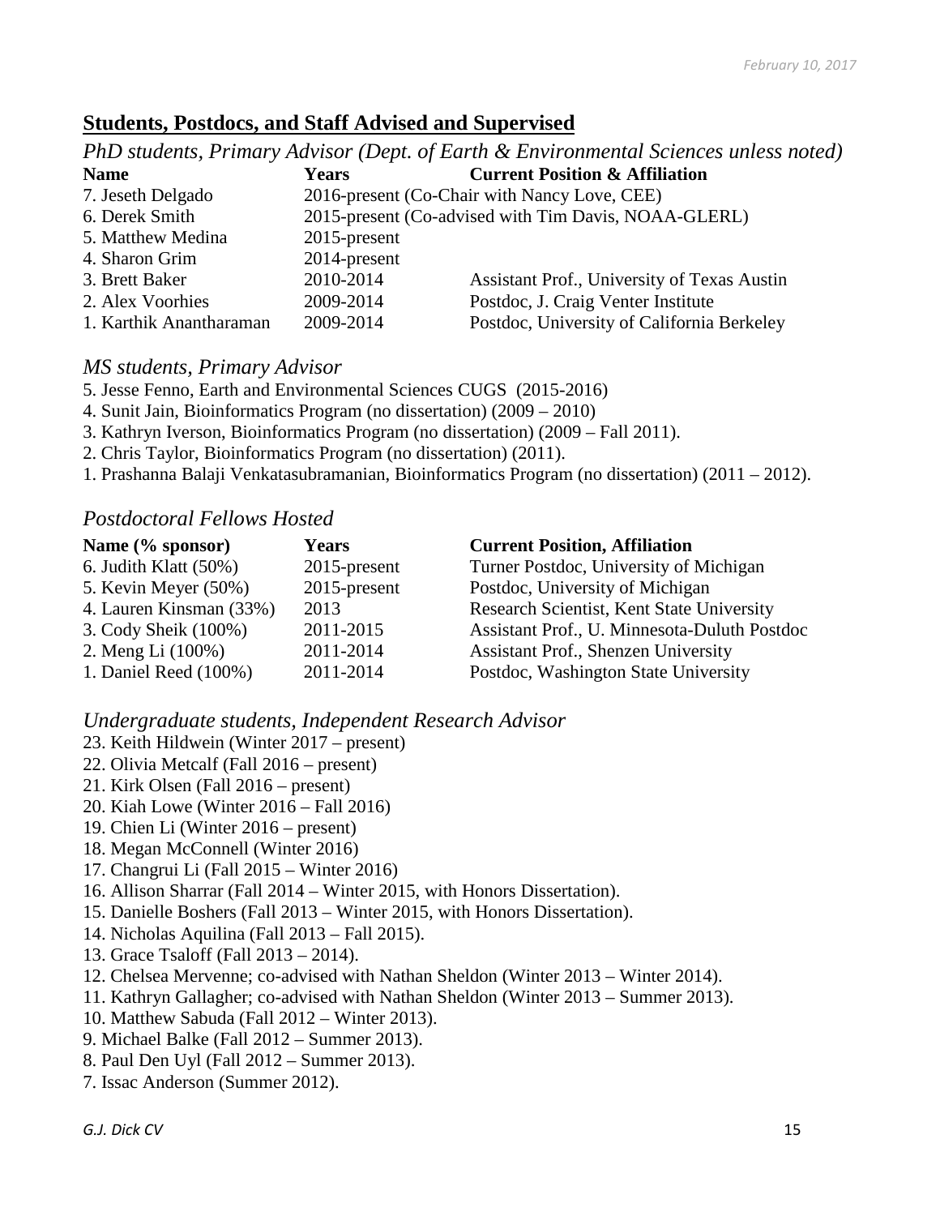## Students, Postdocs, and Staff Advised and Supervised

### *PhD students, Primary Advisor (Dept. of Earth & Environmental Sciences unless noted)*

| Name | Years | Current Position & Affiliation |
|---|---|---|
| 7. Jeseth Delgado | 2016-present (Co-Chair with Nancy Love, CEE) | |
| 6. Derek Smith | 2015-present (Co-advised with Tim Davis, NOAA-GLERL) | |
| 5. Matthew Medina | 2015-present | |
| 4. Sharon Grim | 2014-present | |
| 3. Brett Baker | 2010-2014 | Assistant Prof., University of Texas Austin |
| 2. Alex Voorhies | 2009-2014 | Postdoc, J. Craig Venter Institute |
| 1. Karthik Anantharaman | 2009-2014 | Postdoc, University of California Berkeley |

### *MS students, Primary Advisor*

5. Jesse Fenno, Earth and Environmental Sciences CUGS (2015-2016)
4. Sunit Jain, Bioinformatics Program (no dissertation) (2009 – 2010)
3. Kathryn Iverson, Bioinformatics Program (no dissertation) (2009 – Fall 2011).
2. Chris Taylor, Bioinformatics Program (no dissertation) (2011).
1. Prashanna Balaji Venkatasubramanian, Bioinformatics Program (no dissertation) (2011 – 2012).

### *Postdoctoral Fellows Hosted*

| Name (% sponsor) | Years | Current Position, Affiliation |
|---|---|---|
| 6. Judith Klatt (50%) | 2015-present | Turner Postdoc, University of Michigan |
| 5. Kevin Meyer (50%) | 2015-present | Postdoc, University of Michigan |
| 4. Lauren Kinsman (33%) | 2013 | Research Scientist, Kent State University |
| 3. Cody Sheik (100%) | 2011-2015 | Assistant Prof., U. Minnesota-Duluth Postdoc |
| 2. Meng Li (100%) | 2011-2014 | Assistant Prof., Shenzen University |
| 1. Daniel Reed (100%) | 2011-2014 | Postdoc, Washington State University |

### *Undergraduate students, Independent Research Advisor*

23. Keith Hildwein (Winter 2017 – present)
22. Olivia Metcalf (Fall 2016 – present)
21. Kirk Olsen (Fall 2016 – present)
20. Kiah Lowe (Winter 2016 – Fall 2016)
19. Chien Li (Winter 2016 – present)
18. Megan McConnell (Winter 2016)
17. Changrui Li (Fall 2015 – Winter 2016)
16. Allison Sharrar (Fall 2014 – Winter 2015, with Honors Dissertation).
15. Danielle Boshers (Fall 2013 – Winter 2015, with Honors Dissertation).
14. Nicholas Aquilina (Fall 2013 – Fall 2015).
13. Grace Tsaloff (Fall 2013 – 2014).
12. Chelsea Mervenne; co-advised with Nathan Sheldon (Winter 2013 – Winter 2014).
11. Kathryn Gallagher; co-advised with Nathan Sheldon (Winter 2013 – Summer 2013).
10. Matthew Sabuda (Fall 2012 – Winter 2013).
9. Michael Balke (Fall 2012 – Summer 2013).
8. Paul Den Uyl (Fall 2012 – Summer 2013).
7. Issac Anderson (Summer 2012).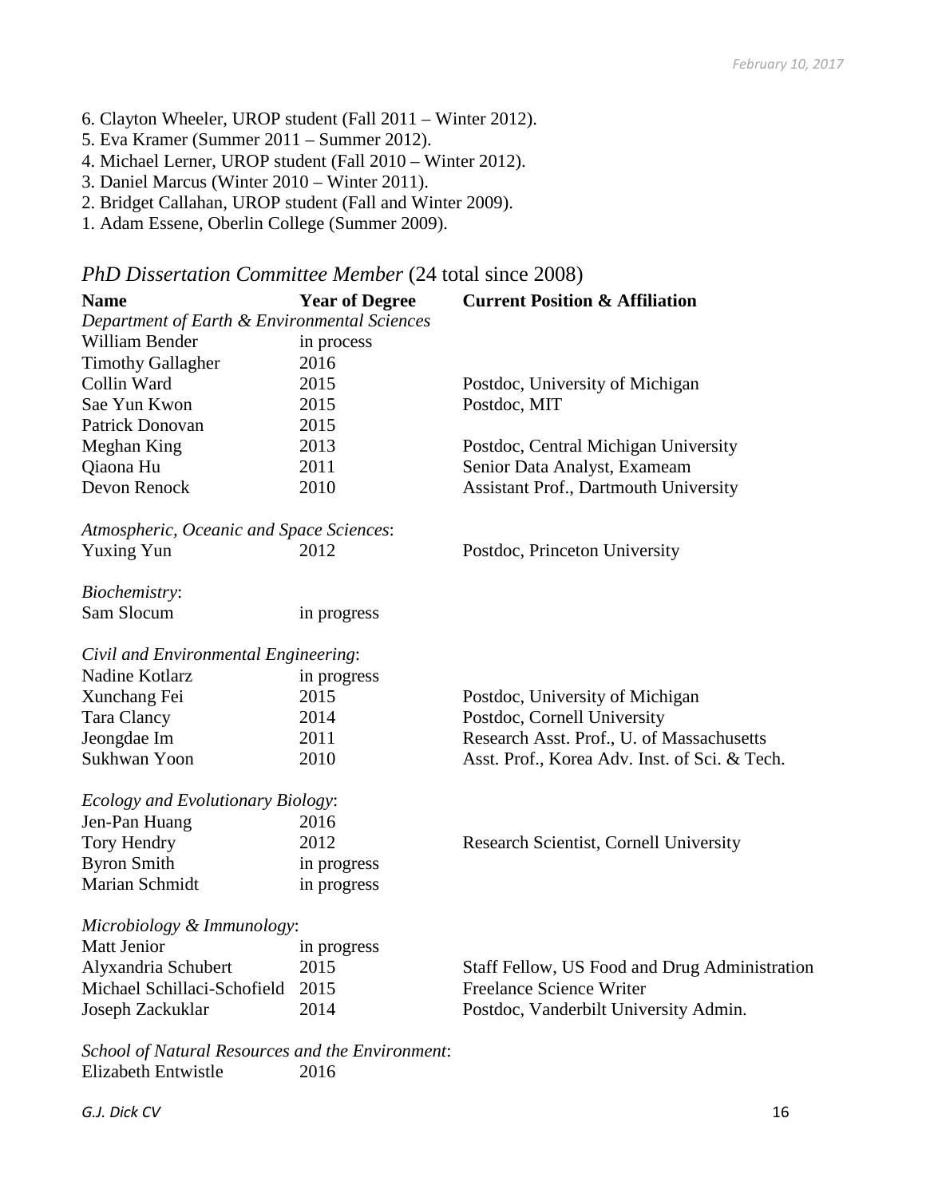6. Clayton Wheeler, UROP student (Fall 2011 – Winter 2012).
5. Eva Kramer (Summer 2011 – Summer 2012).
4. Michael Lerner, UROP student (Fall 2010 – Winter 2012).
3. Daniel Marcus (Winter 2010 – Winter 2011).
2. Bridget Callahan, UROP student (Fall and Winter 2009).
1. Adam Essene, Oberlin College (Summer 2009).

### *PhD Dissertation Committee Member* (24 total since 2008)

| **Name** | **Year of Degree** | **Current Position & Affiliation** |
|---|---|---|
| *Department of Earth & Environmental Sciences* | | |
| William Bender | in process | |
| Timothy Gallagher | 2016 | |
| Collin Ward | 2015 | Postdoc, University of Michigan |
| Sae Yun Kwon | 2015 | Postdoc, MIT |
| Patrick Donovan | 2015 | |
| Meghan King | 2013 | Postdoc, Central Michigan University |
| Qiaona Hu | 2011 | Senior Data Analyst, Exameam |
| Devon Renock | 2010 | Assistant Prof., Dartmouth University |
| *Atmospheric, Oceanic and Space Sciences*: | | |
| Yuxing Yun | 2012 | Postdoc, Princeton University |
| *Biochemistry*: | | |
| Sam Slocum | in progress | |
| *Civil and Environmental Engineering*: | | |
| Nadine Kotlarz | in progress | |
| Xunchang Fei | 2015 | Postdoc, University of Michigan |
| Tara Clancy | 2014 | Postdoc, Cornell University |
| Jeongdae Im | 2011 | Research Asst. Prof., U. of Massachusetts |
| Sukhwan Yoon | 2010 | Asst. Prof., Korea Adv. Inst. of Sci. & Tech. |
| *Ecology and Evolutionary Biology*: | | |
| Jen-Pan Huang | 2016 | |
| Tory Hendry | 2012 | Research Scientist, Cornell University |
| Byron Smith | in progress | |
| Marian Schmidt | in progress | |
| *Microbiology & Immunology*: | | |
| Matt Jenior | in progress | |
| Alyxandria Schubert | 2015 | Staff Fellow, US Food and Drug Administration |
| Michael Schillaci-Schofield | 2015 | Freelance Science Writer |
| Joseph Zackuklar | 2014 | Postdoc, Vanderbilt University Admin. |
| *School of Natural Resources and the Environment*: | | |
| Elizabeth Entwistle | 2016 | |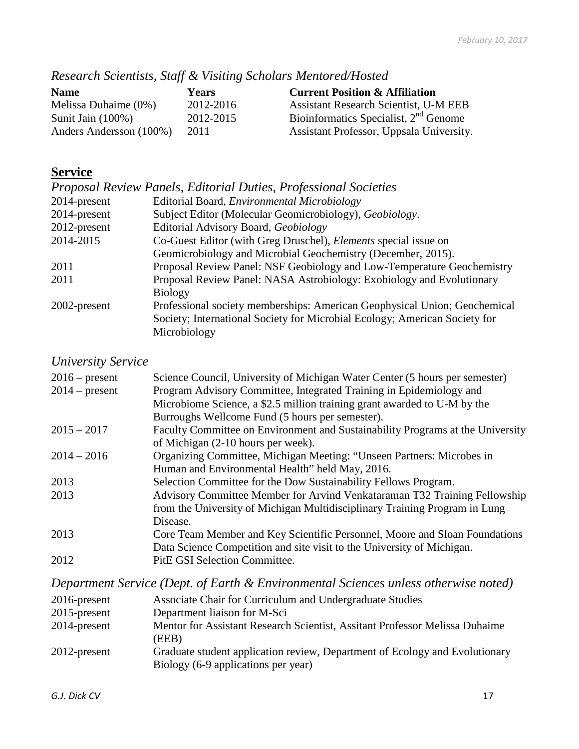### *Research Scientists, Staff & Visiting Scholars Mentored/Hosted*

| Name | Years | Current Position & Affiliation |
|---|---|---|
| Melissa Duhaime (0%) | 2012-2016 | Assistant Research Scientist, U-M EEB |
| Sunit Jain (100%) | 2012-2015 | Bioinformatics Specialist, 2nd Genome |
| Anders Andersson (100%) | 2011 | Assistant Professor, Uppsala University. |

## Service

### *Proposal Review Panels, Editorial Duties, Professional Societies*

| | |
|---|---|
| 2014-present | Editorial Board, *Environmental Microbiology* |
| 2014-present | Subject Editor (Molecular Geomicrobiology), *Geobiology*. |
| 2012-present | Editorial Advisory Board, *Geobiology* |
| 2014-2015 | Co-Guest Editor (with Greg Druschel), *Elements* special issue on Geomicrobiology and Microbial Geochemistry (December, 2015). |
| 2011 | Proposal Review Panel: NSF Geobiology and Low-Temperature Geochemistry |
| 2011 | Proposal Review Panel: NASA Astrobiology: Exobiology and Evolutionary Biology |
| 2002-present | Professional society memberships: American Geophysical Union; Geochemical Society; International Society for Microbial Ecology; American Society for Microbiology |

### *University Service*

| | |
|---|---|
| 2016 – present | Science Council, University of Michigan Water Center (5 hours per semester) |
| 2014 – present | Program Advisory Committee, Integrated Training in Epidemiology and Microbiome Science, a $2.5 million training grant awarded to U-M by the Burroughs Wellcome Fund (5 hours per semester). |
| 2015 – 2017 | Faculty Committee on Environment and Sustainability Programs at the University of Michigan (2-10 hours per week). |
| 2014 – 2016 | Organizing Committee, Michigan Meeting: "Unseen Partners: Microbes in Human and Environmental Health" held May, 2016. |
| 2013 | Selection Committee for the Dow Sustainability Fellows Program. |
| 2013 | Advisory Committee Member for Arvind Venkataraman T32 Training Fellowship from the University of Michigan Multidisciplinary Training Program in Lung Disease. |
| 2013 | Core Team Member and Key Scientific Personnel, Moore and Sloan Foundations Data Science Competition and site visit to the University of Michigan. |
| 2012 | PitE GSI Selection Committee. |

### *Department Service (Dept. of Earth & Environmental Sciences unless otherwise noted)*

| | |
|---|---|
| 2016-present | Associate Chair for Curriculum and Undergraduate Studies |
| 2015-present | Department liaison for M-Sci |
| 2014-present | Mentor for Assistant Research Scientist, Assitant Professor Melissa Duhaime (EEB) |
| 2012-present | Graduate student application review, Department of Ecology and Evolutionary Biology (6-9 applications per year) |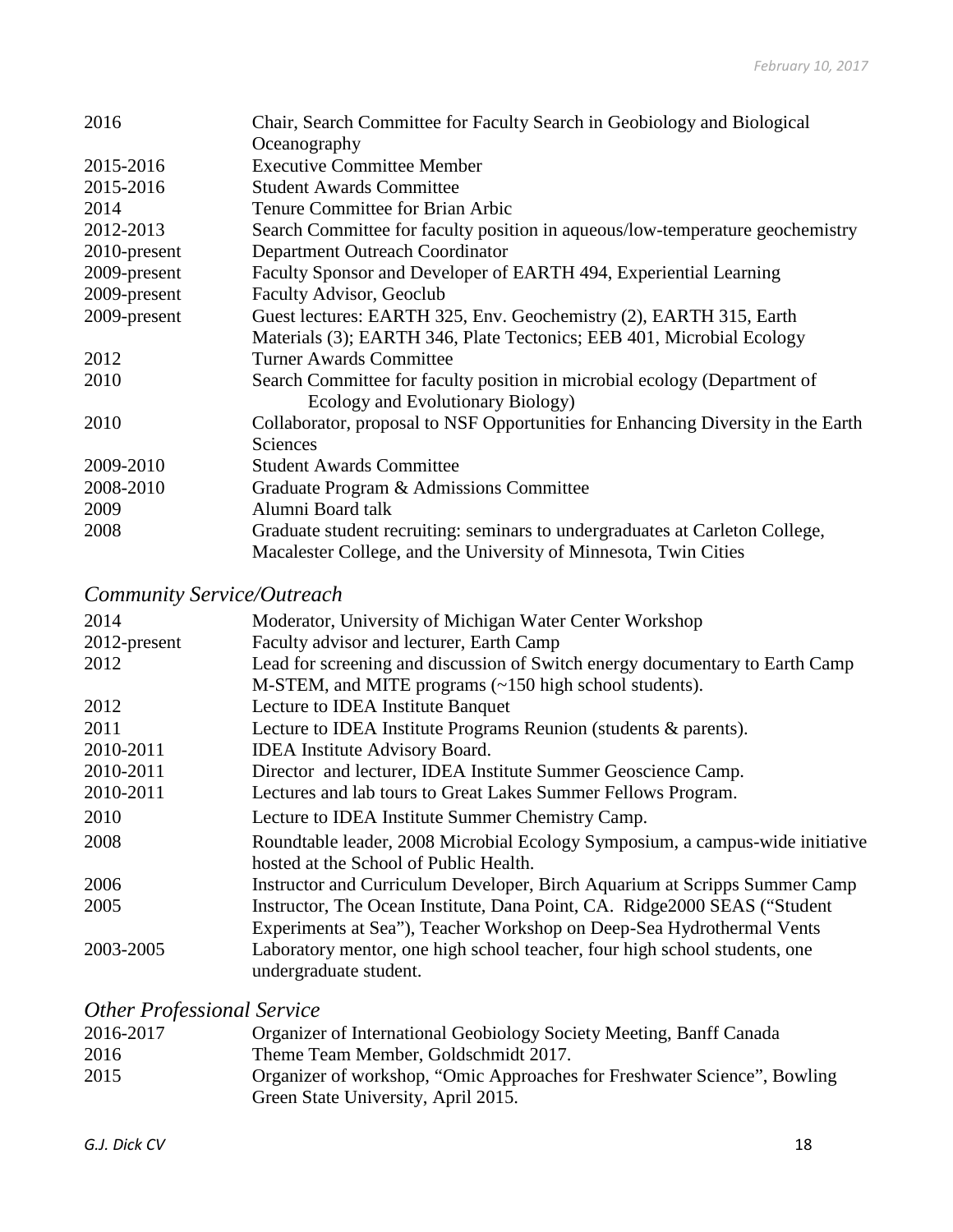| | |
|---|---|
| 2016 | Chair, Search Committee for Faculty Search in Geobiology and Biological Oceanography |
| 2015-2016 | Executive Committee Member |
| 2015-2016 | Student Awards Committee |
| 2014 | Tenure Committee for Brian Arbic |
| 2012-2013 | Search Committee for faculty position in aqueous/low-temperature geochemistry |
| 2010-present | Department Outreach Coordinator |
| 2009-present | Faculty Sponsor and Developer of EARTH 494, Experiential Learning |
| 2009-present | Faculty Advisor, Geoclub |
| 2009-present | Guest lectures: EARTH 325, Env. Geochemistry (2), EARTH 315, Earth Materials (3); EARTH 346, Plate Tectonics; EEB 401, Microbial Ecology |
| 2012 | Turner Awards Committee |
| 2010 | Search Committee for faculty position in microbial ecology (Department of Ecology and Evolutionary Biology) |
| 2010 | Collaborator, proposal to NSF Opportunities for Enhancing Diversity in the Earth Sciences |
| 2009-2010 | Student Awards Committee |
| 2008-2010 | Graduate Program & Admissions Committee |
| 2009 | Alumni Board talk |
| 2008 | Graduate student recruiting: seminars to undergraduates at Carleton College, Macalester College, and the University of Minnesota, Twin Cities |

## *Community Service/Outreach*

| | |
|---|---|
| 2014 | Moderator, University of Michigan Water Center Workshop |
| 2012-present | Faculty advisor and lecturer, Earth Camp |
| 2012 | Lead for screening and discussion of Switch energy documentary to Earth Camp M-STEM, and MITE programs (~150 high school students). |
| 2012 | Lecture to IDEA Institute Banquet |
| 2011 | Lecture to IDEA Institute Programs Reunion (students & parents). |
| 2010-2011 | IDEA Institute Advisory Board. |
| 2010-2011 | Director and lecturer, IDEA Institute Summer Geoscience Camp. |
| 2010-2011 | Lectures and lab tours to Great Lakes Summer Fellows Program. |
| 2010 | Lecture to IDEA Institute Summer Chemistry Camp. |
| 2008 | Roundtable leader, 2008 Microbial Ecology Symposium, a campus-wide initiative hosted at the School of Public Health. |
| 2006 | Instructor and Curriculum Developer, Birch Aquarium at Scripps Summer Camp |
| 2005 | Instructor, The Ocean Institute, Dana Point, CA. Ridge2000 SEAS ("Student Experiments at Sea"), Teacher Workshop on Deep-Sea Hydrothermal Vents |
| 2003-2005 | Laboratory mentor, one high school teacher, four high school students, one undergraduate student. |

## *Other Professional Service*

| | |
|---|---|
| 2016-2017 | Organizer of International Geobiology Society Meeting, Banff Canada |
| 2016 | Theme Team Member, Goldschmidt 2017. |
| 2015 | Organizer of workshop, "Omic Approaches for Freshwater Science", Bowling Green State University, April 2015. |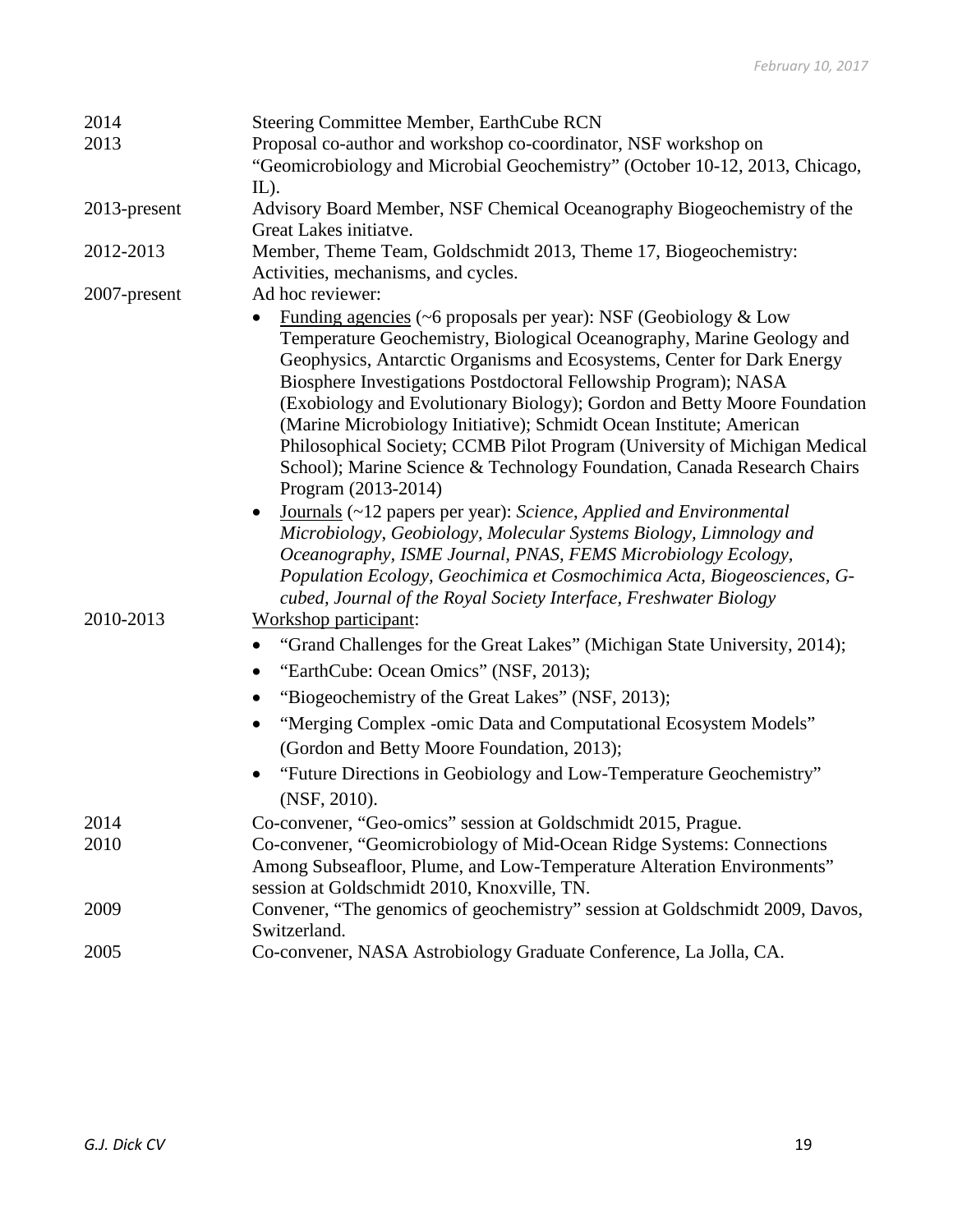| | |
|---|---|
| 2014 | Steering Committee Member, EarthCube RCN |
| 2013 | Proposal co-author and workshop co-coordinator, NSF workshop on "Geomicrobiology and Microbial Geochemistry" (October 10-12, 2013, Chicago, IL). |
| 2013-present | Advisory Board Member, NSF Chemical Oceanography Biogeochemistry of the Great Lakes initiatve. |
| 2012-2013 | Member, Theme Team, Goldschmidt 2013, Theme 17, Biogeochemistry: Activities, mechanisms, and cycles. |
| 2007-present | Ad hoc reviewer:<br>• Funding agencies (~6 proposals per year): NSF (Geobiology & Low Temperature Geochemistry, Biological Oceanography, Marine Geology and Geophysics, Antarctic Organisms and Ecosystems, Center for Dark Energy Biosphere Investigations Postdoctoral Fellowship Program); NASA (Exobiology and Evolutionary Biology); Gordon and Betty Moore Foundation (Marine Microbiology Initiative); Schmidt Ocean Institute; American Philosophical Society; CCMB Pilot Program (University of Michigan Medical School); Marine Science & Technology Foundation, Canada Research Chairs Program (2013-2014)<br>• Journals (~12 papers per year): *Science*, *Applied and Environmental Microbiology*, *Geobiology*, *Molecular Systems Biology*, *Limnology and Oceanography*, *ISME Journal*, *PNAS*, *FEMS Microbiology Ecology*, *Population Ecology*, *Geochimica et Cosmochimica Acta*, *Biogeosciences*, *G-cubed*, *Journal of the Royal Society Interface*, *Freshwater Biology* |
| 2010-2013 | Workshop participant:<br>• "Grand Challenges for the Great Lakes" (Michigan State University, 2014);<br>• "EarthCube: Ocean Omics" (NSF, 2013);<br>• "Biogeochemistry of the Great Lakes" (NSF, 2013);<br>• "Merging Complex -omic Data and Computational Ecosystem Models" (Gordon and Betty Moore Foundation, 2013);<br>• "Future Directions in Geobiology and Low-Temperature Geochemistry" (NSF, 2010). |
| 2014 | Co-convener, "Geo-omics" session at Goldschmidt 2015, Prague. |
| 2010 | Co-convener, "Geomicrobiology of Mid-Ocean Ridge Systems: Connections Among Subseafloor, Plume, and Low-Temperature Alteration Environments" session at Goldschmidt 2010, Knoxville, TN. |
| 2009 | Convener, "The genomics of geochemistry" session at Goldschmidt 2009, Davos, Switzerland. |
| 2005 | Co-convener, NASA Astrobiology Graduate Conference, La Jolla, CA. |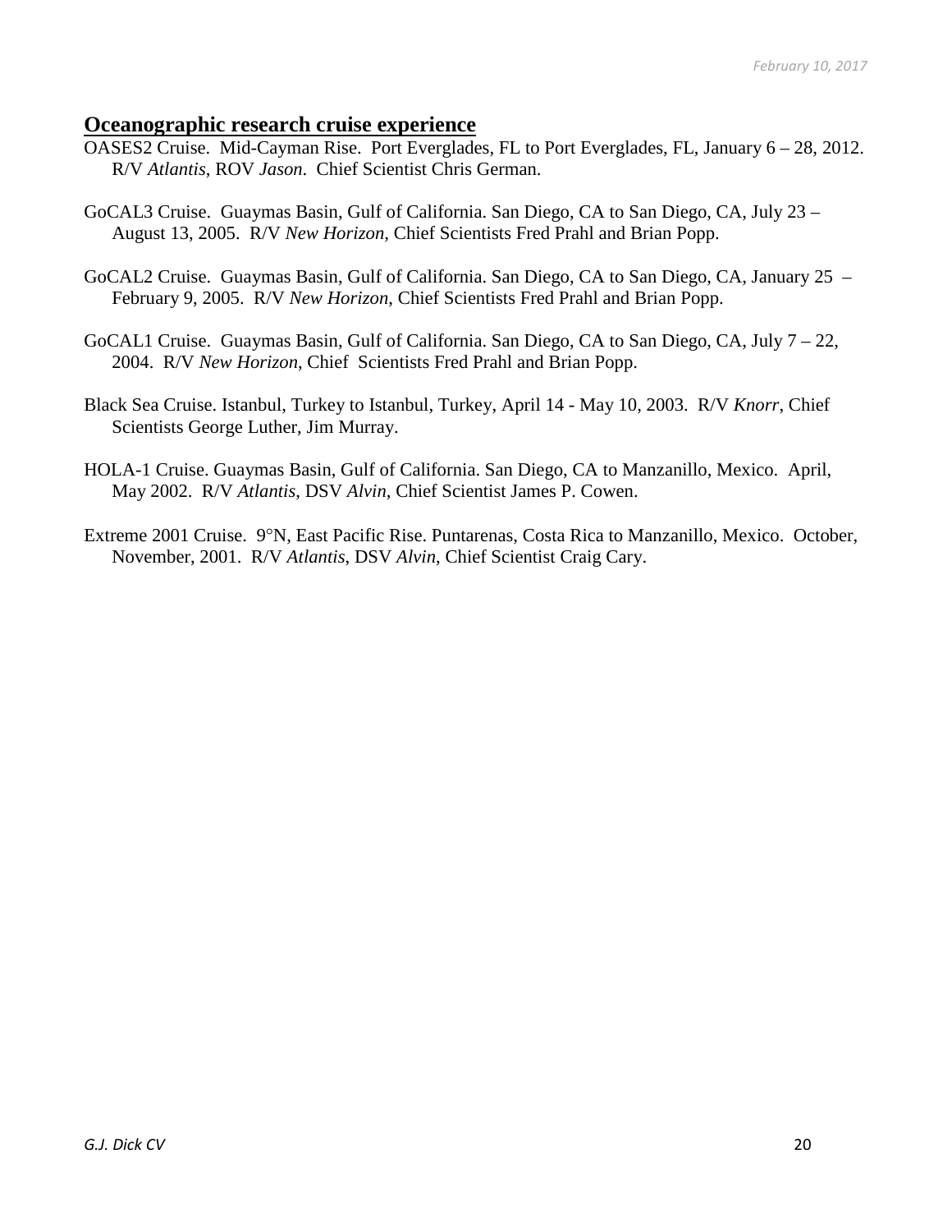## Oceanographic research cruise experience

OASES2 Cruise. Mid-Cayman Rise. Port Everglades, FL to Port Everglades, FL, January 6 – 28, 2012. R/V *Atlantis*, ROV *Jason*. Chief Scientist Chris German.

GoCAL3 Cruise. Guaymas Basin, Gulf of California. San Diego, CA to San Diego, CA, July 23 – August 13, 2005. R/V *New Horizon*, Chief Scientists Fred Prahl and Brian Popp.

GoCAL2 Cruise. Guaymas Basin, Gulf of California. San Diego, CA to San Diego, CA, January 25 – February 9, 2005. R/V *New Horizon*, Chief Scientists Fred Prahl and Brian Popp.

GoCAL1 Cruise. Guaymas Basin, Gulf of California. San Diego, CA to San Diego, CA, July 7 – 22, 2004. R/V *New Horizon*, Chief Scientists Fred Prahl and Brian Popp.

Black Sea Cruise. Istanbul, Turkey to Istanbul, Turkey, April 14 - May 10, 2003. R/V *Knorr*, Chief Scientists George Luther, Jim Murray.

HOLA-1 Cruise. Guaymas Basin, Gulf of California. San Diego, CA to Manzanillo, Mexico. April, May 2002. R/V *Atlantis*, DSV *Alvin*, Chief Scientist James P. Cowen.

Extreme 2001 Cruise. 9°N, East Pacific Rise. Puntarenas, Costa Rica to Manzanillo, Mexico. October, November, 2001. R/V *Atlantis*, DSV *Alvin*, Chief Scientist Craig Cary.